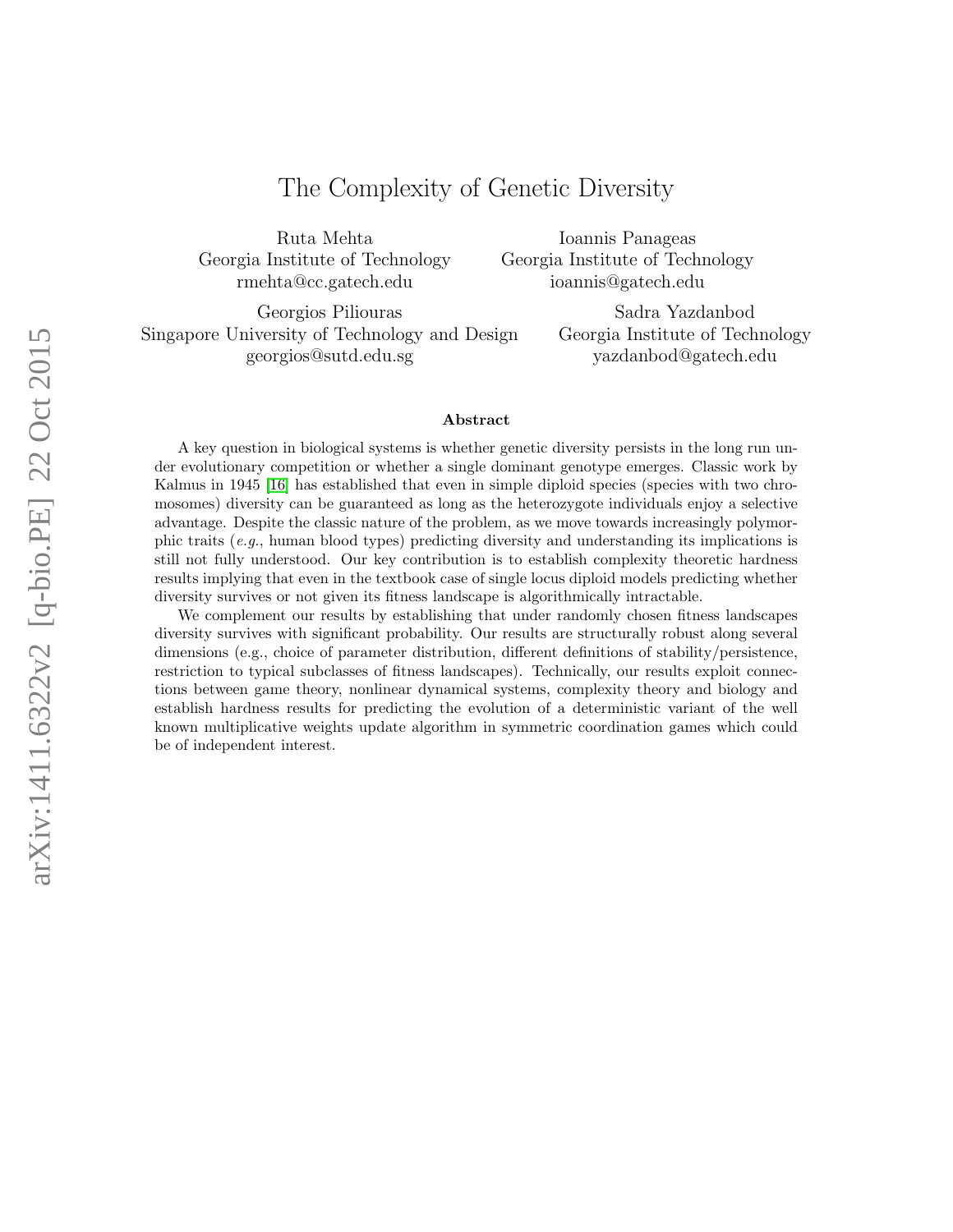# The Complexity of Genetic Diversity

Ruta Mehta
Georgia Institute of Technology
rmehta@cc.gatech.edu

Ioannis Panageas
Georgia Institute of Technology
ioannis@gatech.edu

Georgios Piliouras
Singapore University of Technology and Design
georgios@sutd.edu.sg

Sadra Yazdanbod
Georgia Institute of Technology
yazdanbod@gatech.edu

### Abstract

A key question in biological systems is whether genetic diversity persists in the long run under evolutionary competition or whether a single dominant genotype emerges. Classic work by Kalmus in 1945 [16] has established that even in simple diploid species (species with two chromosomes) diversity can be guaranteed as long as the heterozygote individuals enjoy a selective advantage. Despite the classic nature of the problem, as we move towards increasingly polymorphic traits (*e.g.*, human blood types) predicting diversity and understanding its implications is still not fully understood. Our key contribution is to establish complexity theoretic hardness results implying that even in the textbook case of single locus diploid models predicting whether diversity survives or not given its fitness landscape is algorithmically intractable.

We complement our results by establishing that under randomly chosen fitness landscapes diversity survives with significant probability. Our results are structurally robust along several dimensions (e.g., choice of parameter distribution, different definitions of stability/persistence, restriction to typical subclasses of fitness landscapes). Technically, our results exploit connections between game theory, nonlinear dynamical systems, complexity theory and biology and establish hardness results for predicting the evolution of a deterministic variant of the well known multiplicative weights update algorithm in symmetric coordination games which could be of independent interest.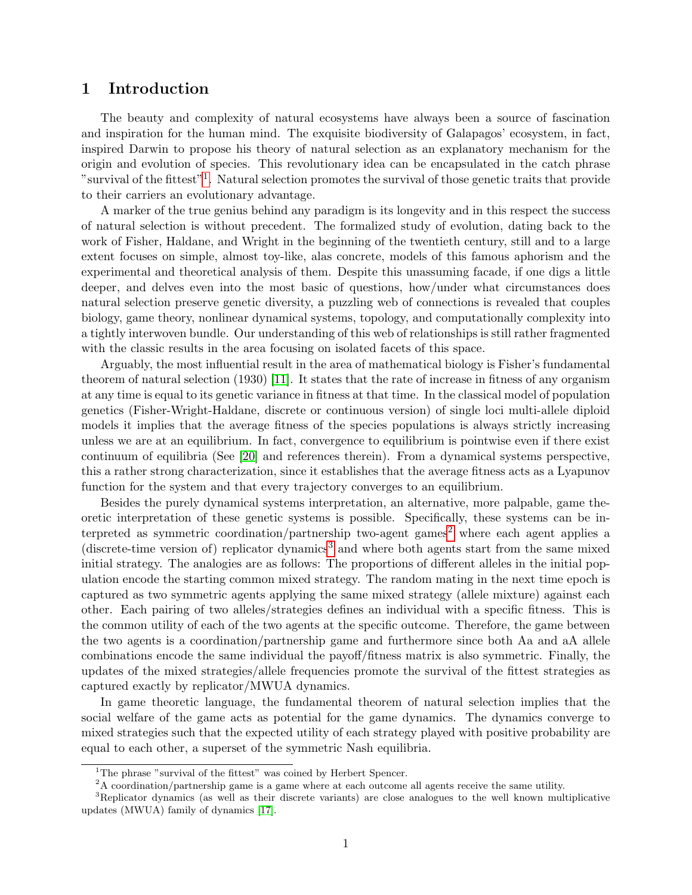# 1 Introduction

The beauty and complexity of natural ecosystems have always been a source of fascination and inspiration for the human mind. The exquisite biodiversity of Galapagos' ecosystem, in fact, inspired Darwin to propose his theory of natural selection as an explanatory mechanism for the origin and evolution of species. This revolutionary idea can be encapsulated in the catch phrase "survival of the fittest"[1]. Natural selection promotes the survival of those genetic traits that provide to their carriers an evolutionary advantage.

A marker of the true genius behind any paradigm is its longevity and in this respect the success of natural selection is without precedent. The formalized study of evolution, dating back to the work of Fisher, Haldane, and Wright in the beginning of the twentieth century, still and to a large extent focuses on simple, almost toy-like, alas concrete, models of this famous aphorism and the experimental and theoretical analysis of them. Despite this unassuming facade, if one digs a little deeper, and delves even into the most basic of questions, how/under what circumstances does natural selection preserve genetic diversity, a puzzling web of connections is revealed that couples biology, game theory, nonlinear dynamical systems, topology, and computationally complexity into a tightly interwoven bundle. Our understanding of this web of relationships is still rather fragmented with the classic results in the area focusing on isolated facets of this space.

Arguably, the most influential result in the area of mathematical biology is Fisher's fundamental theorem of natural selection (1930) [11]. It states that the rate of increase in fitness of any organism at any time is equal to its genetic variance in fitness at that time. In the classical model of population genetics (Fisher-Wright-Haldane, discrete or continuous version) of single loci multi-allele diploid models it implies that the average fitness of the species populations is always strictly increasing unless we are at an equilibrium. In fact, convergence to equilibrium is pointwise even if there exist continuum of equilibria (See [20] and references therein). From a dynamical systems perspective, this a rather strong characterization, since it establishes that the average fitness acts as a Lyapunov function for the system and that every trajectory converges to an equilibrium.

Besides the purely dynamical systems interpretation, an alternative, more palpable, game theoretic interpretation of these genetic systems is possible. Specifically, these systems can be interpreted as symmetric coordination/partnership two-agent games[2] where each agent applies a (discrete-time version of) replicator dynamics[3] and where both agents start from the same mixed initial strategy. The analogies are as follows: The proportions of different alleles in the initial population encode the starting common mixed strategy. The random mating in the next time epoch is captured as two symmetric agents applying the same mixed strategy (allele mixture) against each other. Each pairing of two alleles/strategies defines an individual with a specific fitness. This is the common utility of each of the two agents at the specific outcome. Therefore, the game between the two agents is a coordination/partnership game and furthermore since both Aa and aA allele combinations encode the same individual the payoff/fitness matrix is also symmetric. Finally, the updates of the mixed strategies/allele frequencies promote the survival of the fittest strategies as captured exactly by replicator/MWUA dynamics.

In game theoretic language, the fundamental theorem of natural selection implies that the social welfare of the game acts as potential for the game dynamics. The dynamics converge to mixed strategies such that the expected utility of each strategy played with positive probability are equal to each other, a superset of the symmetric Nash equilibria.

---

[1] The phrase "survival of the fittest" was coined by Herbert Spencer.

[2] A coordination/partnership game is a game where at each outcome all agents receive the same utility.

[3] Replicator dynamics (as well as their discrete variants) are close analogues to the well known multiplicative updates (MWUA) family of dynamics [17].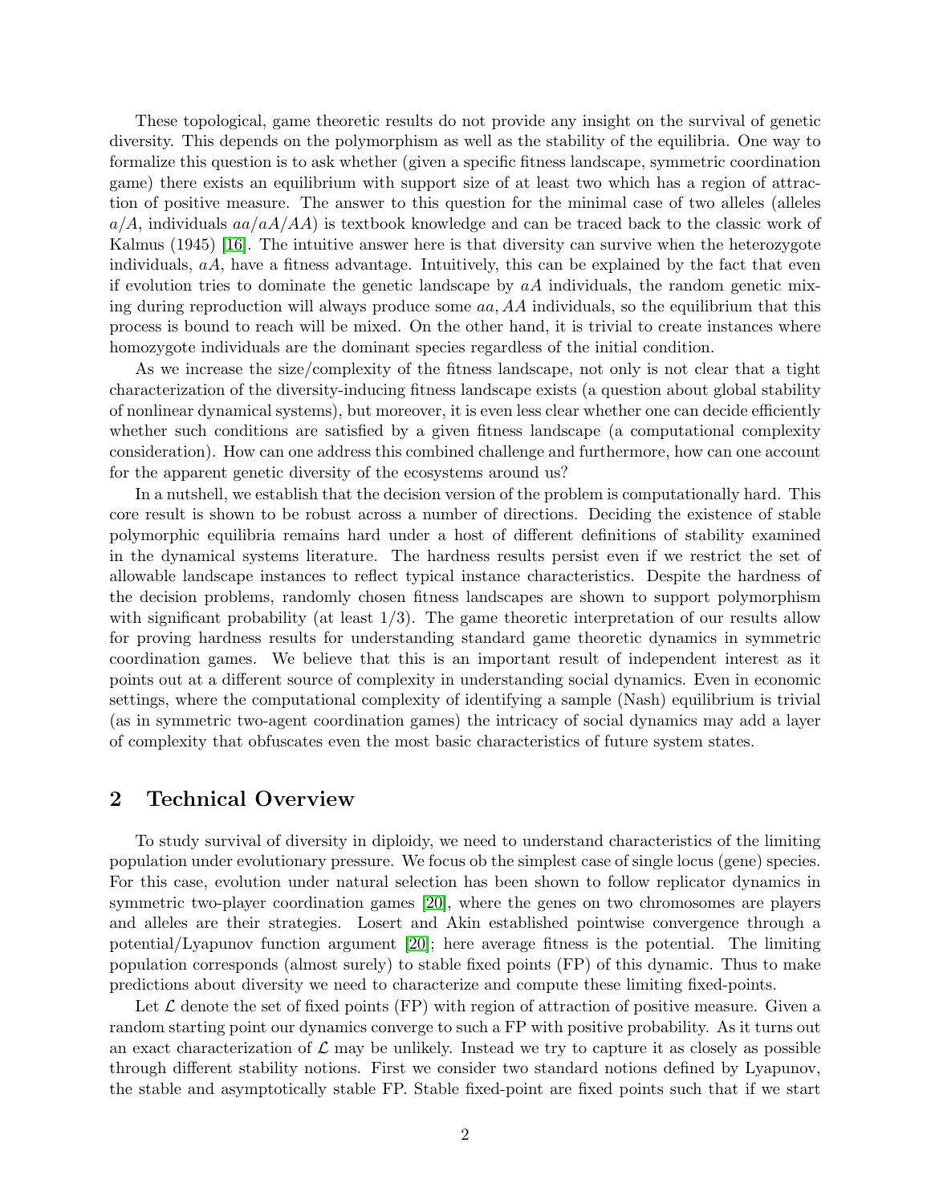These topological, game theoretic results do not provide any insight on the survival of genetic diversity. This depends on the polymorphism as well as the stability of the equilibria. One way to formalize this question is to ask whether (given a specific fitness landscape, symmetric coordination game) there exists an equilibrium with support size of at least two which has a region of attraction of positive measure. The answer to this question for the minimal case of two alleles (alleles $a/A$, individuals $aa/aA/AA$) is textbook knowledge and can be traced back to the classic work of Kalmus (1945) [16]. The intuitive answer here is that diversity can survive when the heterozygote individuals, $aA$, have a fitness advantage. Intuitively, this can be explained by the fact that even if evolution tries to dominate the genetic landscape by $aA$ individuals, the random genetic mixing during reproduction will always produce some $aa, AA$ individuals, so the equilibrium that this process is bound to reach will be mixed. On the other hand, it is trivial to create instances where homozygote individuals are the dominant species regardless of the initial condition.

As we increase the size/complexity of the fitness landscape, not only is not clear that a tight characterization of the diversity-inducing fitness landscape exists (a question about global stability of nonlinear dynamical systems), but moreover, it is even less clear whether one can decide efficiently whether such conditions are satisfied by a given fitness landscape (a computational complexity consideration). How can one address this combined challenge and furthermore, how can one account for the apparent genetic diversity of the ecosystems around us?

In a nutshell, we establish that the decision version of the problem is computationally hard. This core result is shown to be robust across a number of directions. Deciding the existence of stable polymorphic equilibria remains hard under a host of different definitions of stability examined in the dynamical systems literature. The hardness results persist even if we restrict the set of allowable landscape instances to reflect typical instance characteristics. Despite the hardness of the decision problems, randomly chosen fitness landscapes are shown to support polymorphism with significant probability (at least 1/3). The game theoretic interpretation of our results allow for proving hardness results for understanding standard game theoretic dynamics in symmetric coordination games. We believe that this is an important result of independent interest as it points out at a different source of complexity in understanding social dynamics. Even in economic settings, where the computational complexity of identifying a sample (Nash) equilibrium is trivial (as in symmetric two-agent coordination games) the intricacy of social dynamics may add a layer of complexity that obfuscates even the most basic characteristics of future system states.

## 2 Technical Overview

To study survival of diversity in diploidy, we need to understand characteristics of the limiting population under evolutionary pressure. We focus ob the simplest case of single locus (gene) species. For this case, evolution under natural selection has been shown to follow replicator dynamics in symmetric two-player coordination games [20], where the genes on two chromosomes are players and alleles are their strategies. Losert and Akin established pointwise convergence through a potential/Lyapunov function argument [20]; here average fitness is the potential. The limiting population corresponds (almost surely) to stable fixed points (FP) of this dynamic. Thus to make predictions about diversity we need to characterize and compute these limiting fixed-points.

Let $\mathcal{L}$ denote the set of fixed points (FP) with region of attraction of positive measure. Given a random starting point our dynamics converge to such a FP with positive probability. As it turns out an exact characterization of $\mathcal{L}$ may be unlikely. Instead we try to capture it as closely as possible through different stability notions. First we consider two standard notions defined by Lyapunov, the stable and asymptotically stable FP. Stable fixed-point are fixed points such that if we start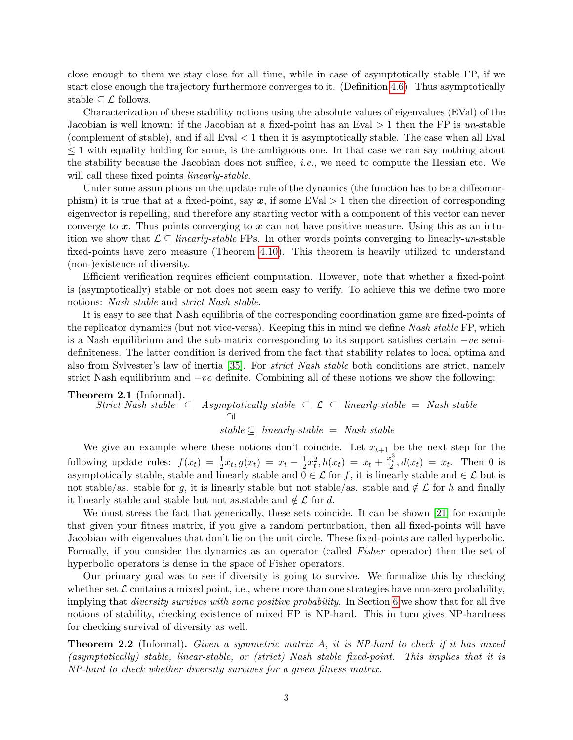close enough to them we stay close for all time, while in case of asymptotically stable FP, if we start close enough the trajectory furthermore converges to it. (Definition 4.6). Thus asymptotically stable $\subseteq \mathcal{L}$ follows.

Characterization of these stability notions using the absolute values of eigenvalues (EVal) of the Jacobian is well known: if the Jacobian at a fixed-point has an Eval $> 1$ then the FP is *un*-stable (complement of stable), and if all Eval $< 1$ then it is asymptotically stable. The case when all Eval $\leq 1$ with equality holding for some, is the ambiguous one. In that case we can say nothing about the stability because the Jacobian does not suffice, *i.e.*, we need to compute the Hessian etc. We will call these fixed points *linearly-stable*.

Under some assumptions on the update rule of the dynamics (the function has to be a diffeomorphism) it is true that at a fixed-point, say $\boldsymbol{x}$, if some EVal $> 1$ then the direction of corresponding eigenvector is repelling, and therefore any starting vector with a component of this vector can never converge to $\boldsymbol{x}$. Thus points converging to $\boldsymbol{x}$ can not have positive measure. Using this as an intuition we show that $\mathcal{L} \subseteq$ *linearly-stable* FPs. In other words points converging to linearly-*un*-stable fixed-points have zero measure (Theorem 4.10). This theorem is heavily utilized to understand (non-)existence of diversity.

Efficient verification requires efficient computation. However, note that whether a fixed-point is (asymptotically) stable or not does not seem easy to verify. To achieve this we define two more notions: *Nash stable* and *strict Nash stable*.

It is easy to see that Nash equilibria of the corresponding coordination game are fixed-points of the replicator dynamics (but not vice-versa). Keeping this in mind we define *Nash stable* FP, which is a Nash equilibrium and the sub-matrix corresponding to its support satisfies certain $-ve$ semi-definiteness. The latter condition is derived from the fact that stability relates to local optima and also from Sylvester's law of inertia [35]. For *strict Nash stable* both conditions are strict, namely strict Nash equilibrium and $-ve$ definite. Combining all of these notions we show the following:

**Theorem 2.1** (Informal)**.**

$$\begin{array}{ccccccccc} \textit{Strict Nash stable} & \subseteq & \textit{Asymptotically stable} & \subseteq & \mathcal{L} & \subseteq & \textit{linearly-stable} & = & \textit{Nash stable} \\ & & \cap\!\shortmid & & & & & & \\ & & \textit{stable} \subseteq & \textit{linearly-stable} & = & \textit{Nash stable} & & & \end{array}$$

We give an example where these notions don't coincide. Let $x_{t+1}$ be the next step for the following update rules: $f(x_t) = \frac{1}{2}x_t, g(x_t) = x_t - \frac{1}{2}x_t^2, h(x_t) = x_t + \frac{x_t^3}{2}, d(x_t) = x_t$. Then 0 is asymptotically stable, stable and linearly stable and $0 \in \mathcal{L}$ for $f$, it is linearly stable and $\in \mathcal{L}$ but is not stable/as. stable for $g$, it is linearly stable but not stable/as. stable and $\notin \mathcal{L}$ for $h$ and finally it linearly stable and stable but not as.stable and $\notin \mathcal{L}$ for $d$.

We must stress the fact that generically, these sets coincide. It can be shown [21] for example that given your fitness matrix, if you give a random perturbation, then all fixed-points will have Jacobian with eigenvalues that don't lie on the unit circle. These fixed-points are called hyperbolic. Formally, if you consider the dynamics as an operator (called *Fisher* operator) then the set of hyperbolic operators is dense in the space of Fisher operators.

Our primary goal was to see if diversity is going to survive. We formalize this by checking whether set $\mathcal{L}$ contains a mixed point, i.e., where more than one strategies have non-zero probability, implying that *diversity survives with some positive probability*. In Section 6 we show that for all five notions of stability, checking existence of mixed FP is NP-hard. This in turn gives NP-hardness for checking survival of diversity as well.

**Theorem 2.2** (Informal)**.** *Given a symmetric matrix A, it is NP-hard to check if it has mixed (asymptotically) stable, linear-stable, or (strict) Nash stable fixed-point. This implies that it is NP-hard to check whether diversity survives for a given fitness matrix.*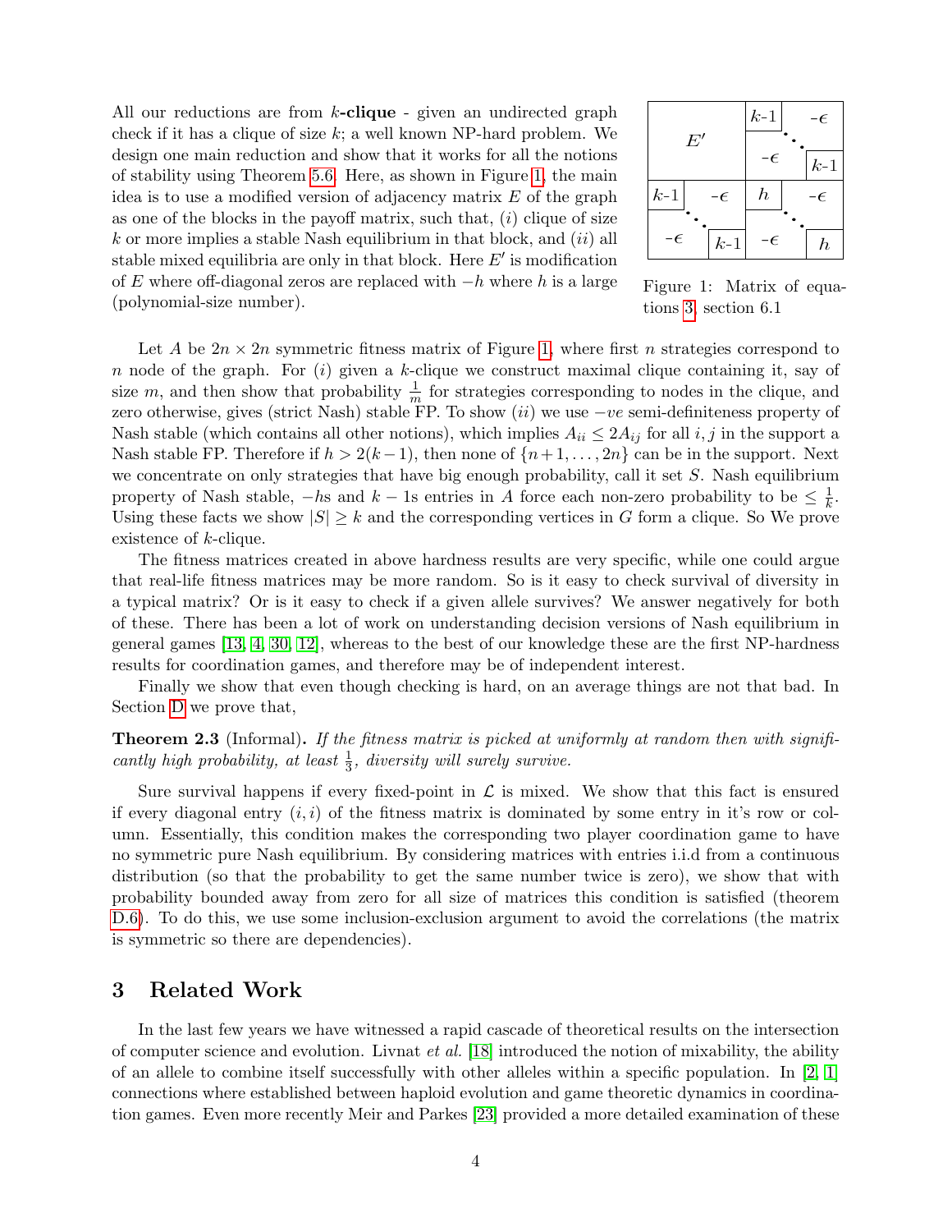All our reductions are from $k$**-clique** - given an undirected graph check if it has a clique of size $k$; a well known NP-hard problem. We design one main reduction and show that it works for all the notions of stability using Theorem 5.6. Here, as shown in Figure 1, the main idea is to use a modified version of adjacency matrix $E$ of the graph as one of the blocks in the payoff matrix, such that, $(i)$ clique of size $k$ or more implies a stable Nash equilibrium in that block, and $(ii)$ all stable mixed equilibria are only in that block. Here $E'$ is modification of $E$ where off-diagonal zeros are replaced with $-h$ where $h$ is a large (polynomial-size number).

$$
\begin{array}{|c|c|}
\hline
E' & \begin{matrix} k\text{-}1 & & -\epsilon \\ & \ddots & \\ -\epsilon & & k\text{-}1 \end{matrix} \\
\hline
\begin{matrix} k\text{-}1 & & -\epsilon \\ & \ddots & \\ -\epsilon & & k\text{-}1 \end{matrix} & \begin{matrix} h & & -\epsilon \\ & \ddots & \\ -\epsilon & & h \end{matrix} \\
\hline
\end{array}
$$

Figure 1: Matrix of equations 3, section 6.1

Let $A$ be $2n \times 2n$ symmetric fitness matrix of Figure 1, where first $n$ strategies correspond to $n$ node of the graph. For $(i)$ given a $k$-clique we construct maximal clique containing it, say of size $m$, and then show that probability $\frac{1}{m}$ for strategies corresponding to nodes in the clique, and zero otherwise, gives (strict Nash) stable FP. To show $(ii)$ we use $-ve$ semi-definiteness property of Nash stable (which contains all other notions), which implies $A_{ii} \leq 2A_{ij}$ for all $i, j$ in the support a Nash stable FP. Therefore if $h > 2(k-1)$, then none of $\{n+1, \ldots, 2n\}$ can be in the support. Next we concentrate on only strategies that have big enough probability, call it set $S$. Nash equilibrium property of Nash stable, $-h$s and $k-1$s entries in $A$ force each non-zero probability to be $\leq \frac{1}{k}$. Using these facts we show $|S| \geq k$ and the corresponding vertices in $G$ form a clique. So We prove existence of $k$-clique.

The fitness matrices created in above hardness results are very specific, while one could argue that real-life fitness matrices may be more random. So is it easy to check survival of diversity in a typical matrix? Or is it easy to check if a given allele survives? We answer negatively for both of these. There has been a lot of work on understanding decision versions of Nash equilibrium in general games [13, 4, 30, 12], whereas to the best of our knowledge these are the first NP-hardness results for coordination games, and therefore may be of independent interest.

Finally we show that even though checking is hard, on an average things are not that bad. In Section D we prove that,

**Theorem 2.3** (Informal)**.** *If the fitness matrix is picked at uniformly at random then with significantly high probability, at least $\frac{1}{3}$, diversity will surely survive.*

Sure survival happens if every fixed-point in $\mathcal{L}$ is mixed. We show that this fact is ensured if every diagonal entry $(i, i)$ of the fitness matrix is dominated by some entry in it's row or column. Essentially, this condition makes the corresponding two player coordination game to have no symmetric pure Nash equilibrium. By considering matrices with entries i.i.d from a continuous distribution (so that the probability to get the same number twice is zero), we show that with probability bounded away from zero for all size of matrices this condition is satisfied (theorem D.6). To do this, we use some inclusion-exclusion argument to avoid the correlations (the matrix is symmetric so there are dependencies).

# 3 Related Work

In the last few years we have witnessed a rapid cascade of theoretical results on the intersection of computer science and evolution. Livnat *et al.* [18] introduced the notion of mixability, the ability of an allele to combine itself successfully with other alleles within a specific population. In [2, 1] connections where established between haploid evolution and game theoretic dynamics in coordination games. Even more recently Meir and Parkes [23] provided a more detailed examination of these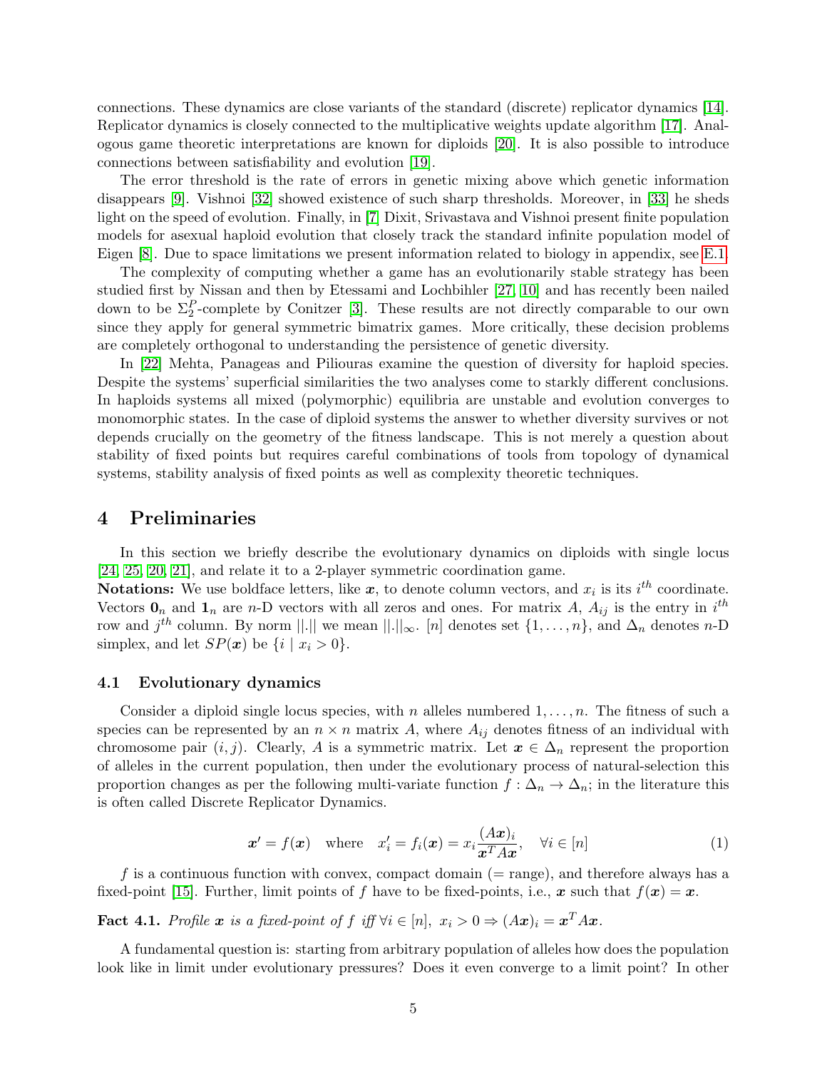connections. These dynamics are close variants of the standard (discrete) replicator dynamics [14]. Replicator dynamics is closely connected to the multiplicative weights update algorithm [17]. Analogous game theoretic interpretations are known for diploids [20]. It is also possible to introduce connections between satisfiability and evolution [19].

The error threshold is the rate of errors in genetic mixing above which genetic information disappears [9]. Vishnoi [32] showed existence of such sharp thresholds. Moreover, in [33] he sheds light on the speed of evolution. Finally, in [7] Dixit, Srivastava and Vishnoi present finite population models for asexual haploid evolution that closely track the standard infinite population model of Eigen [8]. Due to space limitations we present information related to biology in appendix, see E.1.

The complexity of computing whether a game has an evolutionarily stable strategy has been studied first by Nissan and then by Etessami and Lochbihler [27, 10] and has recently been nailed down to be $\Sigma_2^P$-complete by Conitzer [3]. These results are not directly comparable to our own since they apply for general symmetric bimatrix games. More critically, these decision problems are completely orthogonal to understanding the persistence of genetic diversity.

In [22] Mehta, Panageas and Piliouras examine the question of diversity for haploid species. Despite the systems' superficial similarities the two analyses come to starkly different conclusions. In haploids systems all mixed (polymorphic) equilibria are unstable and evolution converges to monomorphic states. In the case of diploid systems the answer to whether diversity survives or not depends crucially on the geometry of the fitness landscape. This is not merely a question about stability of fixed points but requires careful combinations of tools from topology of dynamical systems, stability analysis of fixed points as well as complexity theoretic techniques.

# 4 Preliminaries

In this section we briefly describe the evolutionary dynamics on diploids with single locus [24, 25, 20, 21], and relate it to a 2-player symmetric coordination game.

**Notations:** We use boldface letters, like $\boldsymbol{x}$, to denote column vectors, and $x_i$ is its $i^{th}$ coordinate. Vectors $\mathbf{0}_n$ and $\mathbf{1}_n$ are $n$-D vectors with all zeros and ones. For matrix $A$, $A_{ij}$ is the entry in $i^{th}$ row and $j^{th}$ column. By norm $||.||$ we mean $||.||_\infty$. $[n]$ denotes set $\{1, \dots, n\}$, and $\Delta_n$ denotes $n$-D simplex, and let $SP(\boldsymbol{x})$ be $\{i \mid x_i > 0\}$.

## 4.1 Evolutionary dynamics

Consider a diploid single locus species, with $n$ alleles numbered $1, \dots, n$. The fitness of such a species can be represented by an $n \times n$ matrix $A$, where $A_{ij}$ denotes fitness of an individual with chromosome pair $(i, j)$. Clearly, $A$ is a symmetric matrix. Let $\boldsymbol{x} \in \Delta_n$ represent the proportion of alleles in the current population, then under the evolutionary process of natural-selection this proportion changes as per the following multi-variate function $f : \Delta_n \rightarrow \Delta_n$; in the literature this is often called Discrete Replicator Dynamics.

$$\boldsymbol{x}' = f(\boldsymbol{x}) \quad \text{where} \quad x'_i = f_i(\boldsymbol{x}) = x_i \frac{(A\boldsymbol{x})_i}{\boldsymbol{x}^T A \boldsymbol{x}}, \quad \forall i \in [n] \tag{1}$$

$f$ is a continuous function with convex, compact domain (= range), and therefore always has a fixed-point [15]. Further, limit points of $f$ have to be fixed-points, i.e., $\boldsymbol{x}$ such that $f(\boldsymbol{x}) = \boldsymbol{x}$.

**Fact 4.1.** *Profile $\boldsymbol{x}$ is a fixed-point of $f$ iff $\forall i \in [n],\ x_i > 0 \Rightarrow (A\boldsymbol{x})_i = \boldsymbol{x}^T A \boldsymbol{x}$.*

A fundamental question is: starting from arbitrary population of alleles how does the population look like in limit under evolutionary pressures? Does it even converge to a limit point? In other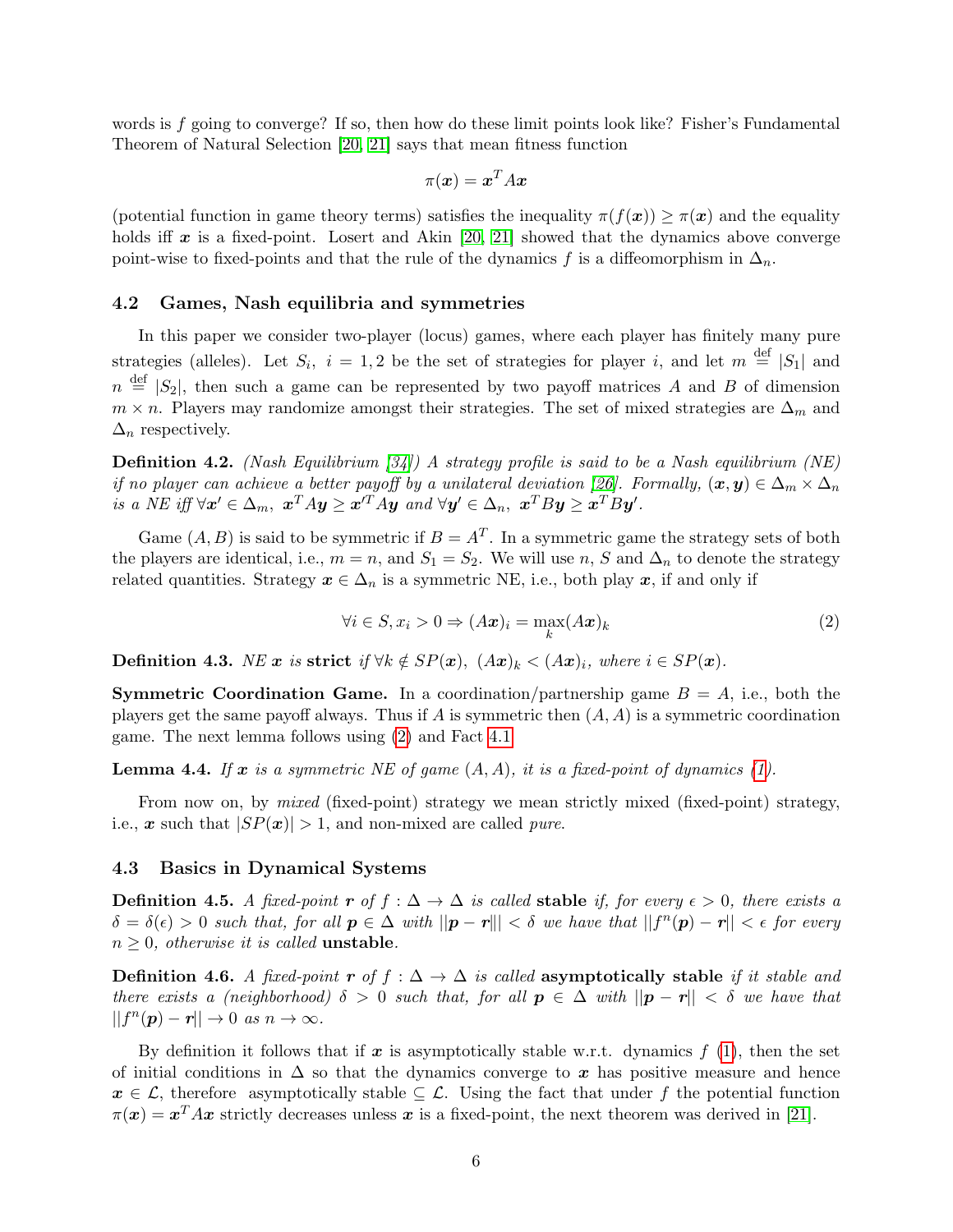words is $f$ going to converge? If so, then how do these limit points look like? Fisher's Fundamental Theorem of Natural Selection [20, 21] says that mean fitness function

$$\pi(\boldsymbol{x}) = \boldsymbol{x}^T A \boldsymbol{x}$$

(potential function in game theory terms) satisfies the inequality $\pi(f(\boldsymbol{x})) \geq \pi(\boldsymbol{x})$ and the equality holds iff $\boldsymbol{x}$ is a fixed-point. Losert and Akin [20, 21] showed that the dynamics above converge point-wise to fixed-points and that the rule of the dynamics $f$ is a diffeomorphism in $\Delta_n$.

### 4.2 Games, Nash equilibria and symmetries

In this paper we consider two-player (locus) games, where each player has finitely many pure strategies (alleles). Let $S_i,\ i = 1,2$ be the set of strategies for player $i$, and let $m \stackrel{\text{def}}{=} |S_1|$ and $n \stackrel{\text{def}}{=} |S_2|$, then such a game can be represented by two payoff matrices $A$ and $B$ of dimension $m \times n$. Players may randomize amongst their strategies. The set of mixed strategies are $\Delta_m$ and $\Delta_n$ respectively.

**Definition 4.2.** *(Nash Equilibrium [34]) A strategy profile is said to be a Nash equilibrium (NE) if no player can achieve a better payoff by a unilateral deviation [26]. Formally, $(\boldsymbol{x}, \boldsymbol{y}) \in \Delta_m \times \Delta_n$ is a NE iff $\forall \boldsymbol{x}' \in \Delta_m,\ \boldsymbol{x}^T A \boldsymbol{y} \geq \boldsymbol{x}'^T A \boldsymbol{y}$ and $\forall \boldsymbol{y}' \in \Delta_n,\ \boldsymbol{x}^T B \boldsymbol{y} \geq \boldsymbol{x}^T B \boldsymbol{y}'$.*

Game $(A, B)$ is said to be symmetric if $B = A^T$. In a symmetric game the strategy sets of both the players are identical, i.e., $m = n$, and $S_1 = S_2$. We will use $n$, $S$ and $\Delta_n$ to denote the strategy related quantities. Strategy $\boldsymbol{x} \in \Delta_n$ is a symmetric NE, i.e., both play $\boldsymbol{x}$, if and only if

$$\forall i \in S, x_i > 0 \Rightarrow (A\boldsymbol{x})_i = \max_k (A\boldsymbol{x})_k \tag{2}$$

**Definition 4.3.** *NE $\boldsymbol{x}$ is* **strict** *if $\forall k \notin SP(\boldsymbol{x}),\ (A\boldsymbol{x})_k < (A\boldsymbol{x})_i$, where $i \in SP(\boldsymbol{x})$.*

**Symmetric Coordination Game.** In a coordination/partnership game $B = A$, i.e., both the players get the same payoff always. Thus if $A$ is symmetric then $(A, A)$ is a symmetric coordination game. The next lemma follows using (2) and Fact 4.1

**Lemma 4.4.** *If $\boldsymbol{x}$ is a symmetric NE of game $(A, A)$, it is a fixed-point of dynamics (1).*

From now on, by *mixed* (fixed-point) strategy we mean strictly mixed (fixed-point) strategy, i.e., $\boldsymbol{x}$ such that $|SP(\boldsymbol{x})| > 1$, and non-mixed are called *pure*.

### 4.3 Basics in Dynamical Systems

**Definition 4.5.** *A fixed-point $\boldsymbol{r}$ of $f : \Delta \to \Delta$ is called* **stable** *if, for every $\epsilon > 0$, there exists a $\delta = \delta(\epsilon) > 0$ such that, for all $\boldsymbol{p} \in \Delta$ with $||\boldsymbol{p} - \boldsymbol{r}|| < \delta$ we have that $||f^n(\boldsymbol{p}) - \boldsymbol{r}|| < \epsilon$ for every $n \geq 0$, otherwise it is called* **unstable**.

**Definition 4.6.** *A fixed-point $\boldsymbol{r}$ of $f : \Delta \to \Delta$ is called* **asymptotically stable** *if it stable and there exists a (neighborhood) $\delta > 0$ such that, for all $\boldsymbol{p} \in \Delta$ with $||\boldsymbol{p} - \boldsymbol{r}|| < \delta$ we have that $||f^n(\boldsymbol{p}) - \boldsymbol{r}|| \to 0$ as $n \to \infty$.*

By definition it follows that if $\boldsymbol{x}$ is asymptotically stable w.r.t. dynamics $f$ (1), then the set of initial conditions in $\Delta$ so that the dynamics converge to $\boldsymbol{x}$ has positive measure and hence $\boldsymbol{x} \in \mathcal{L}$, therefore asymptotically stable $\subseteq \mathcal{L}$. Using the fact that under $f$ the potential function $\pi(\boldsymbol{x}) = \boldsymbol{x}^T A \boldsymbol{x}$ strictly decreases unless $\boldsymbol{x}$ is a fixed-point, the next theorem was derived in [21].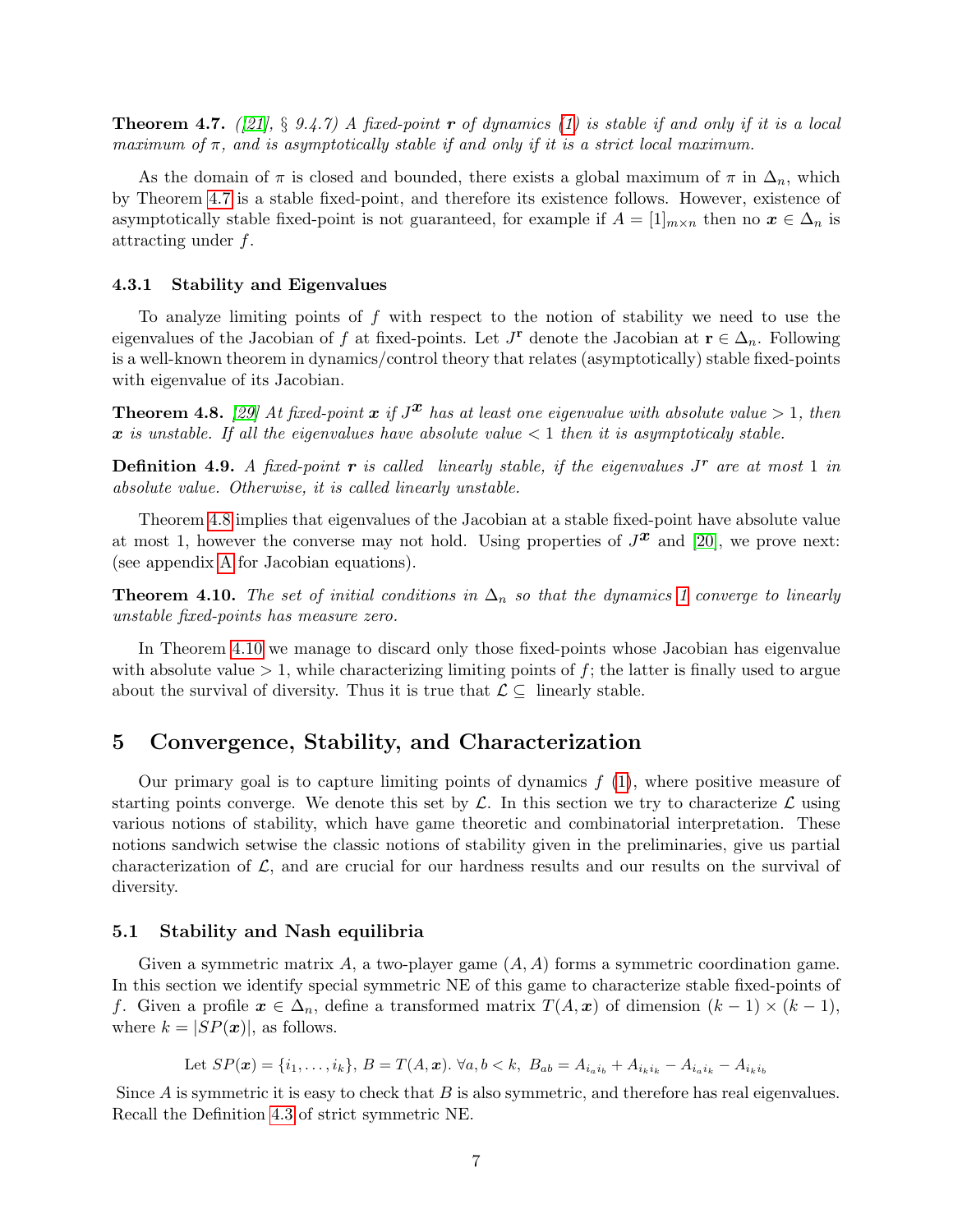**Theorem 4.7.** *([21], § 9.4.7) A fixed-point $\boldsymbol{r}$ of dynamics (1) is stable if and only if it is a local maximum of $\pi$, and is asymptotically stable if and only if it is a strict local maximum.*

As the domain of $\pi$ is closed and bounded, there exists a global maximum of $\pi$ in $\Delta_n$, which by Theorem 4.7 is a stable fixed-point, and therefore its existence follows. However, existence of asymptotically stable fixed-point is not guaranteed, for example if $A = [1]_{m \times n}$ then no $\boldsymbol{x} \in \Delta_n$ is attracting under $f$.

### 4.3.1 Stability and Eigenvalues

To analyze limiting points of $f$ with respect to the notion of stability we need to use the eigenvalues of the Jacobian of $f$ at fixed-points. Let $J^{\mathbf{r}}$ denote the Jacobian at $\mathbf{r} \in \Delta_n$. Following is a well-known theorem in dynamics/control theory that relates (asymptotically) stable fixed-points with eigenvalue of its Jacobian.

**Theorem 4.8.** *[29] At fixed-point $\boldsymbol{x}$ if $J^{\boldsymbol{x}}$ has at least one eigenvalue with absolute value $> 1$, then $\boldsymbol{x}$ is unstable. If all the eigenvalues have absolute value $< 1$ then it is asymptoticaly stable.*

**Definition 4.9.** *A fixed-point $\boldsymbol{r}$ is called linearly stable, if the eigenvalues $J^{r}$ are at most 1 in absolute value. Otherwise, it is called linearly unstable.*

Theorem 4.8 implies that eigenvalues of the Jacobian at a stable fixed-point have absolute value at most 1, however the converse may not hold. Using properties of $J^{\boldsymbol{x}}$ and [20], we prove next: (see appendix A for Jacobian equations).

**Theorem 4.10.** *The set of initial conditions in $\Delta_n$ so that the dynamics 1 converge to linearly unstable fixed-points has measure zero.*

In Theorem 4.10 we manage to discard only those fixed-points whose Jacobian has eigenvalue with absolute value $> 1$, while characterizing limiting points of $f$; the latter is finally used to argue about the survival of diversity. Thus it is true that $\mathcal{L} \subseteq$ linearly stable.

# 5 Convergence, Stability, and Characterization

Our primary goal is to capture limiting points of dynamics $f$ (1), where positive measure of starting points converge. We denote this set by $\mathcal{L}$. In this section we try to characterize $\mathcal{L}$ using various notions of stability, which have game theoretic and combinatorial interpretation. These notions sandwich setwise the classic notions of stability given in the preliminaries, give us partial characterization of $\mathcal{L}$, and are crucial for our hardness results and our results on the survival of diversity.

## 5.1 Stability and Nash equilibria

Given a symmetric matrix $A$, a two-player game $(A, A)$ forms a symmetric coordination game. In this section we identify special symmetric NE of this game to characterize stable fixed-points of $f$. Given a profile $\boldsymbol{x} \in \Delta_n$, define a transformed matrix $T(A, \boldsymbol{x})$ of dimension $(k-1) \times (k-1)$, where $k = |SP(\boldsymbol{x})|$, as follows.

$$\text{Let } SP(\boldsymbol{x}) = \{i_1, \ldots, i_k\},\ B = T(A, \boldsymbol{x}).\ \forall a, b < k,\ B_{ab} = A_{i_a i_b} + A_{i_k i_k} - A_{i_a i_k} - A_{i_k i_b}$$

Since $A$ is symmetric it is easy to check that $B$ is also symmetric, and therefore has real eigenvalues. Recall the Definition 4.3 of strict symmetric NE.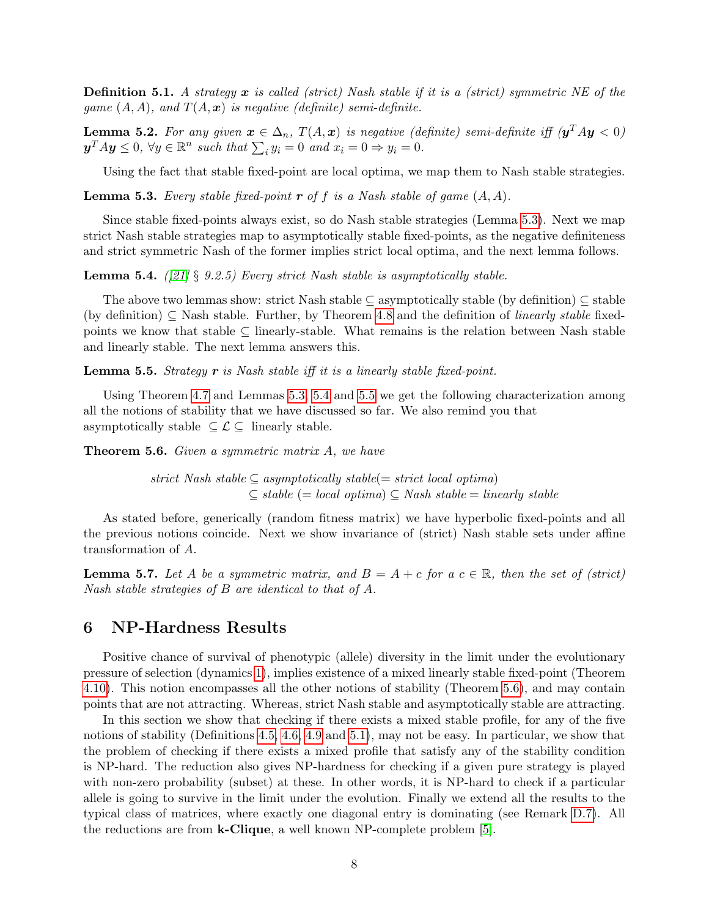**Definition 5.1.** *A strategy $\boldsymbol{x}$ is called (strict) Nash stable if it is a (strict) symmetric NE of the game $(A, A)$, and $T(A, \boldsymbol{x})$ is negative (definite) semi-definite.*

**Lemma 5.2.** *For any given $\boldsymbol{x} \in \Delta_n$, $T(A, \boldsymbol{x})$ is negative (definite) semi-definite iff ($\boldsymbol{y}^T A \boldsymbol{y} < 0$) $\boldsymbol{y}^T A \boldsymbol{y} \leq 0$, $\forall y \in \mathbb{R}^n$ such that $\sum_i y_i = 0$ and $x_i = 0 \Rightarrow y_i = 0$.*

Using the fact that stable fixed-point are local optima, we map them to Nash stable strategies.

**Lemma 5.3.** *Every stable fixed-point $\boldsymbol{r}$ of $f$ is a Nash stable of game $(A, A)$.*

Since stable fixed-points always exist, so do Nash stable strategies (Lemma 5.3). Next we map strict Nash stable strategies map to asymptotically stable fixed-points, as the negative definiteness and strict symmetric Nash of the former implies strict local optima, and the next lemma follows.

**Lemma 5.4.** *([21] § 9.2.5) Every strict Nash stable is asymptotically stable.*

The above two lemmas show: strict Nash stable $\subseteq$ asymptotically stable (by definition) $\subseteq$ stable (by definition) $\subseteq$ Nash stable. Further, by Theorem 4.8 and the definition of *linearly stable* fixed-points we know that stable $\subseteq$ linearly-stable. What remains is the relation between Nash stable and linearly stable. The next lemma answers this.

**Lemma 5.5.** *Strategy $\boldsymbol{r}$ is Nash stable iff it is a linearly stable fixed-point.*

Using Theorem 4.7 and Lemmas 5.3, 5.4 and 5.5 we get the following characterization among all the notions of stability that we have discussed so far. We also remind you that asymptotically stable $\subseteq \mathcal{L} \subseteq$ linearly stable.

**Theorem 5.6.** *Given a symmetric matrix $A$, we have*

$$
\begin{aligned}
\textit{strict Nash stable} &\subseteq \textit{asymptotically stable}(= \textit{strict local optima}) \\
&\subseteq \textit{stable } (= \textit{local optima}) \subseteq \textit{Nash stable} = \textit{linearly stable}
\end{aligned}
$$

As stated before, generically (random fitness matrix) we have hyperbolic fixed-points and all the previous notions coincide. Next we show invariance of (strict) Nash stable sets under affine transformation of $A$.

**Lemma 5.7.** *Let $A$ be a symmetric matrix, and $B = A + c$ for a $c \in \mathbb{R}$, then the set of (strict) Nash stable strategies of $B$ are identical to that of $A$.*

## 6 NP-Hardness Results

Positive chance of survival of phenotypic (allele) diversity in the limit under the evolutionary pressure of selection (dynamics 1), implies existence of a mixed linearly stable fixed-point (Theorem 4.10). This notion encompasses all the other notions of stability (Theorem 5.6), and may contain points that are not attracting. Whereas, strict Nash stable and asymptotically stable are attracting.

In this section we show that checking if there exists a mixed stable profile, for any of the five notions of stability (Definitions 4.5, 4.6, 4.9 and 5.1), may not be easy. In particular, we show that the problem of checking if there exists a mixed profile that satisfy any of the stability condition is NP-hard. The reduction also gives NP-hardness for checking if a given pure strategy is played with non-zero probability (subset) at these. In other words, it is NP-hard to check if a particular allele is going to survive in the limit under the evolution. Finally we extend all the results to the typical class of matrices, where exactly one diagonal entry is dominating (see Remark D.7). All the reductions are from **k-Clique**, a well known NP-complete problem [5].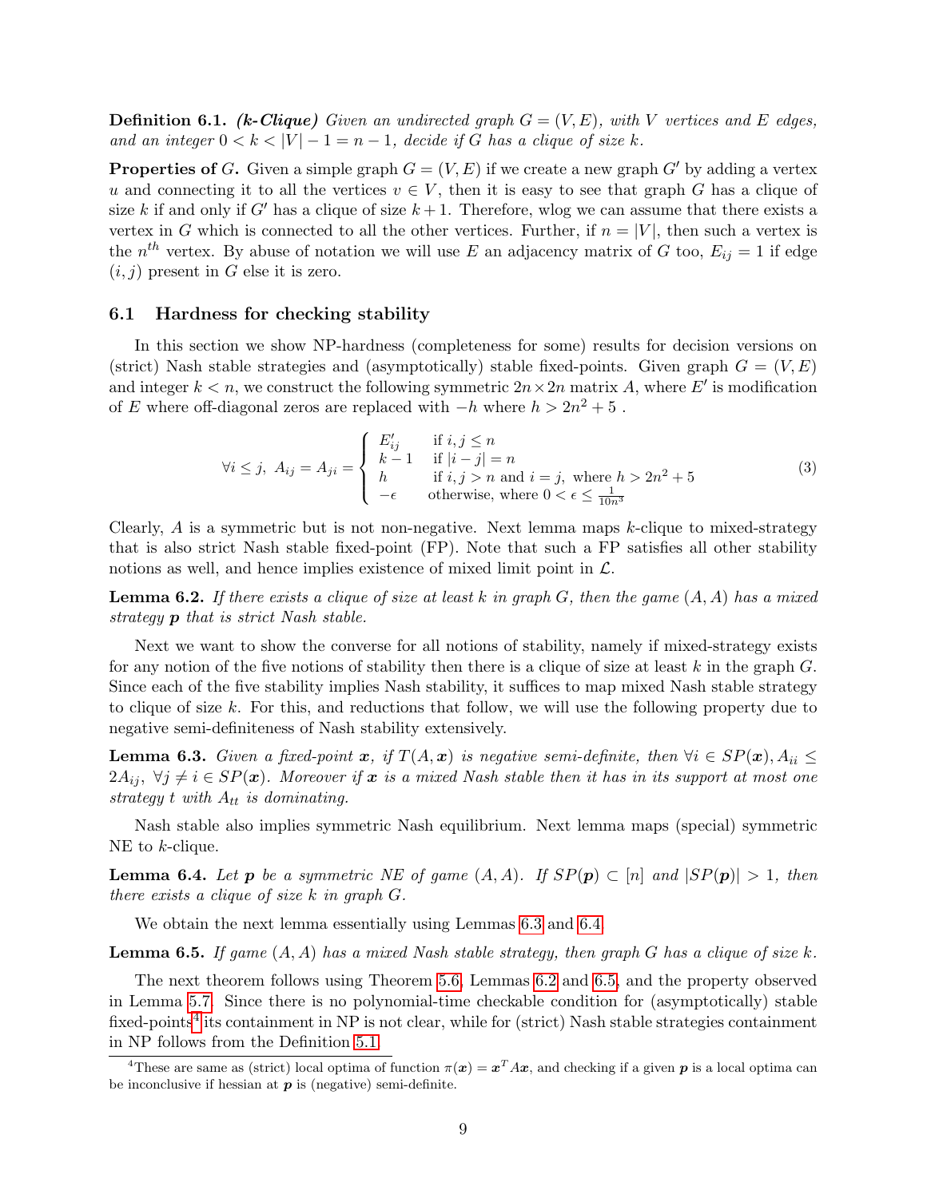**Definition 6.1.** ***(k-Clique)*** *Given an undirected graph $G = (V, E)$, with $V$ vertices and $E$ edges, and an integer $0 < k < |V| - 1 = n - 1$, decide if $G$ has a clique of size $k$.*

**Properties of $G$.** Given a simple graph $G = (V, E)$ if we create a new graph $G'$ by adding a vertex $u$ and connecting it to all the vertices $v \in V$, then it is easy to see that graph $G$ has a clique of size $k$ if and only if $G'$ has a clique of size $k + 1$. Therefore, wlog we can assume that there exists a vertex in $G$ which is connected to all the other vertices. Further, if $n = |V|$, then such a vertex is the $n^{th}$ vertex. By abuse of notation we will use $E$ an adjacency matrix of $G$ too, $E_{ij} = 1$ if edge $(i, j)$ present in $G$ else it is zero.

## 6.1 Hardness for checking stability

In this section we show NP-hardness (completeness for some) results for decision versions on (strict) Nash stable strategies and (asymptotically) stable fixed-points. Given graph $G = (V, E)$ and integer $k < n$, we construct the following symmetric $2n \times 2n$ matrix $A$, where $E'$ is modification of $E$ where off-diagonal zeros are replaced with $-h$ where $h > 2n^2 + 5$ .

$$\forall i \leq j,\ A_{ij} = A_{ji} = \begin{cases} E'_{ij} & \text{if } i, j \leq n \\ k-1 & \text{if } |i-j| = n \\ h & \text{if } i, j > n \text{ and } i = j, \text{ where } h > 2n^2 + 5 \\ -\epsilon & \text{otherwise, where } 0 < \epsilon \leq \frac{1}{10n^3} \end{cases} \tag{3}$$

Clearly, $A$ is a symmetric but is not non-negative. Next lemma maps $k$-clique to mixed-strategy that is also strict Nash stable fixed-point (FP). Note that such a FP satisfies all other stability notions as well, and hence implies existence of mixed limit point in $\mathcal{L}$.

**Lemma 6.2.** *If there exists a clique of size at least $k$ in graph $G$, then the game $(A, A)$ has a mixed strategy $\boldsymbol{p}$ that is strict Nash stable.*

Next we want to show the converse for all notions of stability, namely if mixed-strategy exists for any notion of the five notions of stability then there is a clique of size at least $k$ in the graph $G$. Since each of the five stability implies Nash stability, it suffices to map mixed Nash stable strategy to clique of size $k$. For this, and reductions that follow, we will use the following property due to negative semi-definiteness of Nash stability extensively.

**Lemma 6.3.** *Given a fixed-point $\boldsymbol{x}$, if $T(A, \boldsymbol{x})$ is negative semi-definite, then $\forall i \in SP(\boldsymbol{x}), A_{ii} \leq 2A_{ij},\ \forall j \neq i \in SP(\boldsymbol{x})$. Moreover if $\boldsymbol{x}$ is a mixed Nash stable then it has in its support at most one strategy $t$ with $A_{tt}$ is dominating.*

Nash stable also implies symmetric Nash equilibrium. Next lemma maps (special) symmetric NE to $k$-clique.

**Lemma 6.4.** *Let $\boldsymbol{p}$ be a symmetric NE of game $(A, A)$. If $SP(\boldsymbol{p}) \subset [n]$ and $|SP(\boldsymbol{p})| > 1$, then there exists a clique of size $k$ in graph $G$.*

We obtain the next lemma essentially using Lemmas 6.3 and 6.4.

**Lemma 6.5.** *If game $(A, A)$ has a mixed Nash stable strategy, then graph $G$ has a clique of size $k$.*

The next theorem follows using Theorem 5.6, Lemmas 6.2 and 6.5, and the property observed in Lemma 5.7. Since there is no polynomial-time checkable condition for (asymptotically) stable fixed-points[4] its containment in NP is not clear, while for (strict) Nash stable strategies containment in NP follows from the Definition 5.1.

[4]These are same as (strict) local optima of function $\pi(\boldsymbol{x}) = \boldsymbol{x}^T A \boldsymbol{x}$, and checking if a given $\boldsymbol{p}$ is a local optima can be inconclusive if hessian at $\boldsymbol{p}$ is (negative) semi-definite.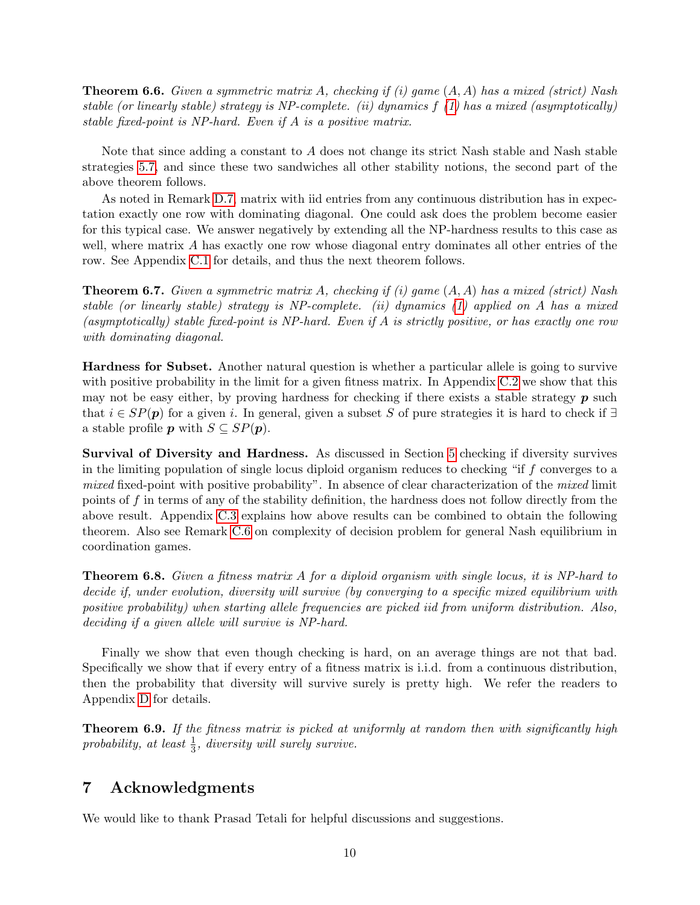**Theorem 6.6.** *Given a symmetric matrix $A$, checking if (i) game $(A, A)$ has a mixed (strict) Nash stable (or linearly stable) strategy is NP-complete. (ii) dynamics $f$ (1) has a mixed (asymptotically) stable fixed-point is NP-hard. Even if $A$ is a positive matrix.*

Note that since adding a constant to $A$ does not change its strict Nash stable and Nash stable strategies 5.7, and since these two sandwiches all other stability notions, the second part of the above theorem follows.

As noted in Remark D.7, matrix with iid entries from any continuous distribution has in expectation exactly one row with dominating diagonal. One could ask does the problem become easier for this typical case. We answer negatively by extending all the NP-hardness results to this case as well, where matrix $A$ has exactly one row whose diagonal entry dominates all other entries of the row. See Appendix C.1 for details, and thus the next theorem follows.

**Theorem 6.7.** *Given a symmetric matrix $A$, checking if (i) game $(A, A)$ has a mixed (strict) Nash stable (or linearly stable) strategy is NP-complete. (ii) dynamics (1) applied on $A$ has a mixed (asymptotically) stable fixed-point is NP-hard. Even if $A$ is strictly positive, or has exactly one row with dominating diagonal.*

**Hardness for Subset.** Another natural question is whether a particular allele is going to survive with positive probability in the limit for a given fitness matrix. In Appendix C.2 we show that this may not be easy either, by proving hardness for checking if there exists a stable strategy $\boldsymbol{p}$ such that $i \in SP(\boldsymbol{p})$ for a given $i$. In general, given a subset $S$ of pure strategies it is hard to check if $\exists$ a stable profile $\boldsymbol{p}$ with $S \subseteq SP(\boldsymbol{p})$.

**Survival of Diversity and Hardness.** As discussed in Section 5 checking if diversity survives in the limiting population of single locus diploid organism reduces to checking "if $f$ converges to a *mixed* fixed-point with positive probability". In absence of clear characterization of the *mixed* limit points of $f$ in terms of any of the stability definition, the hardness does not follow directly from the above result. Appendix C.3 explains how above results can be combined to obtain the following theorem. Also see Remark C.6 on complexity of decision problem for general Nash equilibrium in coordination games.

**Theorem 6.8.** *Given a fitness matrix $A$ for a diploid organism with single locus, it is NP-hard to decide if, under evolution, diversity will survive (by converging to a specific mixed equilibrium with positive probability) when starting allele frequencies are picked iid from uniform distribution. Also, deciding if a given allele will survive is NP-hard.*

Finally we show that even though checking is hard, on an average things are not that bad. Specifically we show that if every entry of a fitness matrix is i.i.d. from a continuous distribution, then the probability that diversity will survive surely is pretty high. We refer the readers to Appendix D for details.

**Theorem 6.9.** *If the fitness matrix is picked at uniformly at random then with significantly high probability, at least $\frac{1}{3}$, diversity will surely survive.*

## 7 Acknowledgments

We would like to thank Prasad Tetali for helpful discussions and suggestions.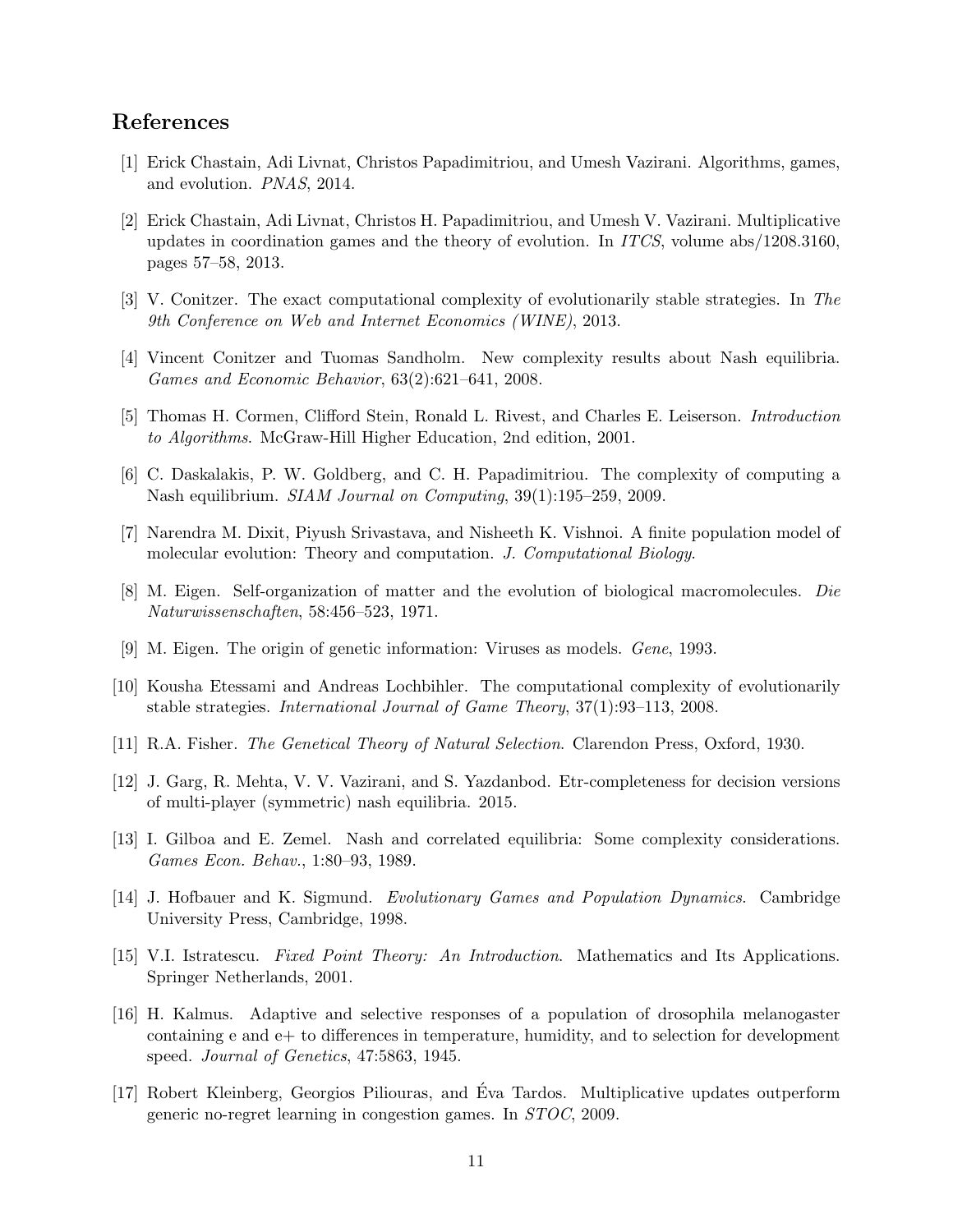## References

[1] Erick Chastain, Adi Livnat, Christos Papadimitriou, and Umesh Vazirani. Algorithms, games, and evolution. *PNAS*, 2014.

[2] Erick Chastain, Adi Livnat, Christos H. Papadimitriou, and Umesh V. Vazirani. Multiplicative updates in coordination games and the theory of evolution. In *ITCS*, volume abs/1208.3160, pages 57–58, 2013.

[3] V. Conitzer. The exact computational complexity of evolutionarily stable strategies. In *The 9th Conference on Web and Internet Economics (WINE)*, 2013.

[4] Vincent Conitzer and Tuomas Sandholm. New complexity results about Nash equilibria. *Games and Economic Behavior*, 63(2):621–641, 2008.

[5] Thomas H. Cormen, Clifford Stein, Ronald L. Rivest, and Charles E. Leiserson. *Introduction to Algorithms*. McGraw-Hill Higher Education, 2nd edition, 2001.

[6] C. Daskalakis, P. W. Goldberg, and C. H. Papadimitriou. The complexity of computing a Nash equilibrium. *SIAM Journal on Computing*, 39(1):195–259, 2009.

[7] Narendra M. Dixit, Piyush Srivastava, and Nisheeth K. Vishnoi. A finite population model of molecular evolution: Theory and computation. *J. Computational Biology*.

[8] M. Eigen. Self-organization of matter and the evolution of biological macromolecules. *Die Naturwissenschaften*, 58:456–523, 1971.

[9] M. Eigen. The origin of genetic information: Viruses as models. *Gene*, 1993.

[10] Kousha Etessami and Andreas Lochbihler. The computational complexity of evolutionarily stable strategies. *International Journal of Game Theory*, 37(1):93–113, 2008.

[11] R.A. Fisher. *The Genetical Theory of Natural Selection*. Clarendon Press, Oxford, 1930.

[12] J. Garg, R. Mehta, V. V. Vazirani, and S. Yazdanbod. Etr-completeness for decision versions of multi-player (symmetric) nash equilibria. 2015.

[13] I. Gilboa and E. Zemel. Nash and correlated equilibria: Some complexity considerations. *Games Econ. Behav.*, 1:80–93, 1989.

[14] J. Hofbauer and K. Sigmund. *Evolutionary Games and Population Dynamics*. Cambridge University Press, Cambridge, 1998.

[15] V.I. Istratescu. *Fixed Point Theory: An Introduction*. Mathematics and Its Applications. Springer Netherlands, 2001.

[16] H. Kalmus. Adaptive and selective responses of a population of drosophila melanogaster containing e and e+ to differences in temperature, humidity, and to selection for development speed. *Journal of Genetics*, 47:5863, 1945.

[17] Robert Kleinberg, Georgios Piliouras, and Éva Tardos. Multiplicative updates outperform generic no-regret learning in congestion games. In *STOC*, 2009.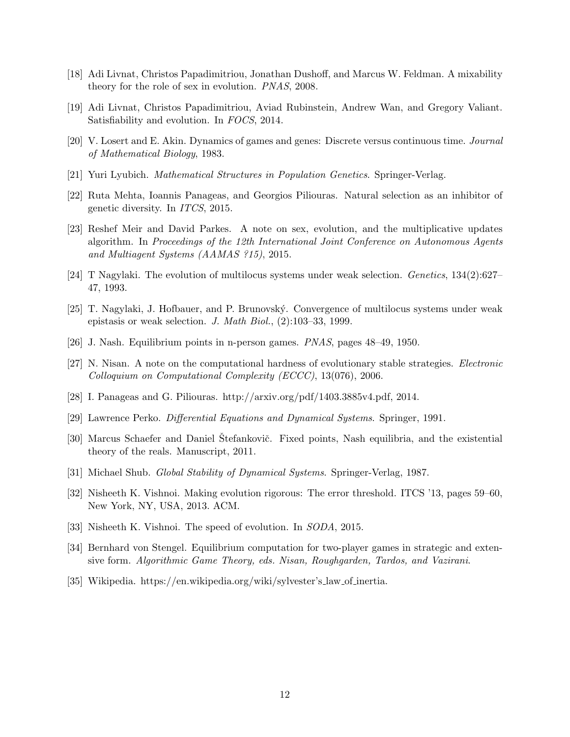[18] Adi Livnat, Christos Papadimitriou, Jonathan Dushoff, and Marcus W. Feldman. A mixability theory for the role of sex in evolution. *PNAS*, 2008.

[19] Adi Livnat, Christos Papadimitriou, Aviad Rubinstein, Andrew Wan, and Gregory Valiant. Satisfiability and evolution. In *FOCS*, 2014.

[20] V. Losert and E. Akin. Dynamics of games and genes: Discrete versus continuous time. *Journal of Mathematical Biology*, 1983.

[21] Yuri Lyubich. *Mathematical Structures in Population Genetics*. Springer-Verlag.

[22] Ruta Mehta, Ioannis Panageas, and Georgios Piliouras. Natural selection as an inhibitor of genetic diversity. In *ITCS*, 2015.

[23] Reshef Meir and David Parkes. A note on sex, evolution, and the multiplicative updates algorithm. In *Proceedings of the 12th International Joint Conference on Autonomous Agents and Multiagent Systems (AAMAS ?15)*, 2015.

[24] T Nagylaki. The evolution of multilocus systems under weak selection. *Genetics*, 134(2):627–47, 1993.

[25] T. Nagylaki, J. Hofbauer, and P. Brunovský. Convergence of multilocus systems under weak epistasis or weak selection. *J. Math Biol.*, (2):103–33, 1999.

[26] J. Nash. Equilibrium points in n-person games. *PNAS*, pages 48–49, 1950.

[27] N. Nisan. A note on the computational hardness of evolutionary stable strategies. *Electronic Colloquium on Computational Complexity (ECCC)*, 13(076), 2006.

[28] I. Panageas and G. Piliouras. http://arxiv.org/pdf/1403.3885v4.pdf, 2014.

[29] Lawrence Perko. *Differential Equations and Dynamical Systems*. Springer, 1991.

[30] Marcus Schaefer and Daniel Štefankovič. Fixed points, Nash equilibria, and the existential theory of the reals. Manuscript, 2011.

[31] Michael Shub. *Global Stability of Dynamical Systems*. Springer-Verlag, 1987.

[32] Nisheeth K. Vishnoi. Making evolution rigorous: The error threshold. ITCS '13, pages 59–60, New York, NY, USA, 2013. ACM.

[33] Nisheeth K. Vishnoi. The speed of evolution. In *SODA*, 2015.

[34] Bernhard von Stengel. Equilibrium computation for two-player games in strategic and extensive form. *Algorithmic Game Theory, eds. Nisan, Roughgarden, Tardos, and Vazirani*.

[35] Wikipedia. https://en.wikipedia.org/wiki/sylvester's_law_of_inertia.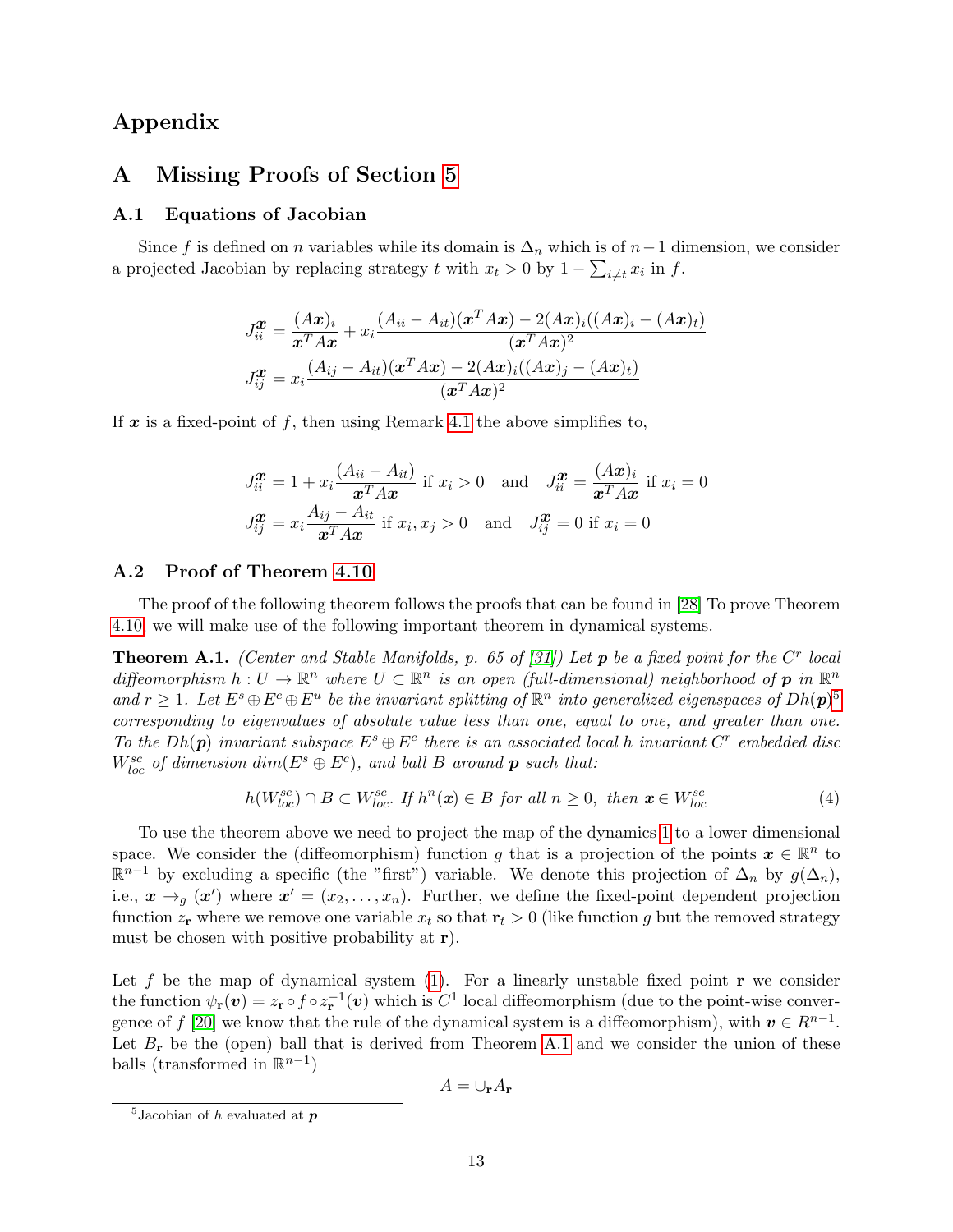# Appendix

## A Missing Proofs of Section 5

### A.1 Equations of Jacobian

Since $f$ is defined on $n$ variables while its domain is $\Delta_n$ which is of $n-1$ dimension, we consider a projected Jacobian by replacing strategy $t$ with $x_t > 0$ by $1 - \sum_{i \neq t} x_i$ in $f$.

$$J_{ii}^{\boldsymbol{x}} = \frac{(A\boldsymbol{x})_i}{\boldsymbol{x}^T A \boldsymbol{x}} + x_i \frac{(A_{ii} - A_{it})(\boldsymbol{x}^T A \boldsymbol{x}) - 2(A\boldsymbol{x})_i((A\boldsymbol{x})_i - (A\boldsymbol{x})_t)}{(\boldsymbol{x}^T A \boldsymbol{x})^2}$$
$$J_{ij}^{\boldsymbol{x}} = x_i \frac{(A_{ij} - A_{it})(\boldsymbol{x}^T A \boldsymbol{x}) - 2(A\boldsymbol{x})_i((A\boldsymbol{x})_j - (A\boldsymbol{x})_t)}{(\boldsymbol{x}^T A \boldsymbol{x})^2}$$

If $\boldsymbol{x}$ is a fixed-point of $f$, then using Remark 4.1 the above simplifies to,

$$J_{ii}^{\boldsymbol{x}} = 1 + x_i \frac{(A_{ii} - A_{it})}{\boldsymbol{x}^T A \boldsymbol{x}} \text{ if } x_i > 0 \quad \text{and} \quad J_{ii}^{\boldsymbol{x}} = \frac{(A\boldsymbol{x})_i}{\boldsymbol{x}^T A \boldsymbol{x}} \text{ if } x_i = 0$$
$$J_{ij}^{\boldsymbol{x}} = x_i \frac{A_{ij} - A_{it}}{\boldsymbol{x}^T A \boldsymbol{x}} \text{ if } x_i, x_j > 0 \quad \text{and} \quad J_{ij}^{\boldsymbol{x}} = 0 \text{ if } x_i = 0$$

### A.2 Proof of Theorem 4.10

The proof of the following theorem follows the proofs that can be found in [28] To prove Theorem 4.10, we will make use of the following important theorem in dynamical systems.

**Theorem A.1.** *(Center and Stable Manifolds, p. 65 of [31]) Let $\boldsymbol{p}$ be a fixed point for the $C^r$ local diffeomorphism $h : U \to \mathbb{R}^n$ where $U \subset \mathbb{R}^n$ is an open (full-dimensional) neighborhood of $\boldsymbol{p}$ in $\mathbb{R}^n$ and $r \geq 1$. Let $E^s \oplus E^c \oplus E^u$ be the invariant splitting of $\mathbb{R}^n$ into generalized eigenspaces of $Dh(\boldsymbol{p})$[5] corresponding to eigenvalues of absolute value less than one, equal to one, and greater than one. To the $Dh(\boldsymbol{p})$ invariant subspace $E^s \oplus E^c$ there is an associated local $h$ invariant $C^r$ embedded disc $W^{sc}_{loc}$ of dimension $dim(E^s \oplus E^c)$, and ball $B$ around $\boldsymbol{p}$ such that:*

$$h(W^{sc}_{loc}) \cap B \subset W^{sc}_{loc}. \text{ If } h^n(\boldsymbol{x}) \in B \text{ for all } n \geq 0, \text{ then } \boldsymbol{x} \in W^{sc}_{loc} \tag{4}$$

To use the theorem above we need to project the map of the dynamics 1 to a lower dimensional space. We consider the (diffeomorphism) function $g$ that is a projection of the points $\boldsymbol{x} \in \mathbb{R}^n$ to $\mathbb{R}^{n-1}$ by excluding a specific (the "first") variable. We denote this projection of $\Delta_n$ by $g(\Delta_n)$, i.e., $\boldsymbol{x} \to_g (\boldsymbol{x}')$ where $\boldsymbol{x}' = (x_2, \ldots, x_n)$. Further, we define the fixed-point dependent projection function $z_{\mathbf{r}}$ where we remove one variable $x_t$ so that $\mathbf{r}_t > 0$ (like function $g$ but the removed strategy must be chosen with positive probability at $\mathbf{r}$).

Let $f$ be the map of dynamical system (1). For a linearly unstable fixed point $\mathbf{r}$ we consider the function $\psi_{\mathbf{r}}(\boldsymbol{v}) = z_{\mathbf{r}} \circ f \circ z_{\mathbf{r}}^{-1}(\boldsymbol{v})$ which is $C^1$ local diffeomorphism (due to the point-wise convergence of $f$ [20] we know that the rule of the dynamical system is a diffeomorphism), with $\boldsymbol{v} \in R^{n-1}$. Let $B_{\mathbf{r}}$ be the (open) ball that is derived from Theorem A.1 and we consider the union of these balls (transformed in $\mathbb{R}^{n-1}$)

$$A = \cup_{\mathbf{r}} A_{\mathbf{r}}$$

[5] Jacobian of $h$ evaluated at $\boldsymbol{p}$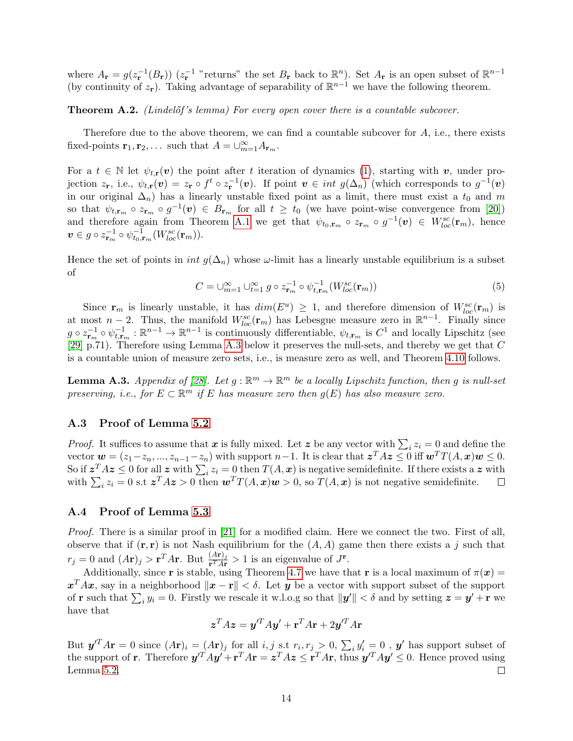where $A_{\mathbf{r}} = g(z_{\mathbf{r}}^{-1}(B_{\mathbf{r}}))$ ($z_{\mathbf{r}}^{-1}$ "returns" the set $B_{\mathbf{r}}$ back to $\mathbb{R}^n$). Set $A_{\mathbf{r}}$ is an open subset of $\mathbb{R}^{n-1}$ (by continuity of $z_{\mathbf{r}}$). Taking advantage of separability of $\mathbb{R}^{n-1}$ we have the following theorem.

**Theorem A.2.** *(Lindelőf's lemma) For every open cover there is a countable subcover.*

Therefore due to the above theorem, we can find a countable subcover for $A$, i.e., there exists fixed-points $\mathbf{r}_1, \mathbf{r}_2, \dots$ such that $A = \cup_{m=1}^{\infty} A_{\mathbf{r}_m}$.

For a $t \in \mathbb{N}$ let $\psi_{t,\mathbf{r}}(\boldsymbol{v})$ the point after $t$ iteration of dynamics (1), starting with $\boldsymbol{v}$, under projection $z_{\mathbf{r}}$, i.e., $\psi_{t,\mathbf{r}}(\boldsymbol{v}) = z_{\mathbf{r}} \circ f^t \circ z_{\mathbf{r}}^{-1}(\boldsymbol{v})$. If point $\boldsymbol{v} \in int\ g(\Delta_n)$ (which corresponds to $g^{-1}(\boldsymbol{v})$ in our original $\Delta_n$) has a linearly unstable fixed point as a limit, there must exist a $t_0$ and $m$ so that $\psi_{t,\mathbf{r}_m} \circ z_{\mathbf{r}_m} \circ g^{-1}(\boldsymbol{v}) \in B_{\mathbf{r}_m}$ for all $t \geq t_0$ (we have point-wise convergence from [20]) and therefore again from Theorem A.1 we get that $\psi_{t_0,\mathbf{r}_m} \circ z_{\mathbf{r}_m} \circ g^{-1}(\boldsymbol{v}) \in W_{loc}^{sc}(\mathbf{r}_m)$, hence $\boldsymbol{v} \in g \circ z_{\mathbf{r}_m}^{-1} \circ \psi_{t_0,\mathbf{r}_m}^{-1}(W_{loc}^{sc}(\mathbf{r}_m))$.

Hence the set of points in $int\ g(\Delta_n)$ whose $\omega$-limit has a linearly unstable equilibrium is a subset of

$$C = \cup_{m=1}^{\infty} \cup_{t=1}^{\infty} g \circ z_{\mathbf{r}_m}^{-1} \circ \psi_{t,\mathbf{r}_m}^{-1}(W_{loc}^{sc}(\mathbf{r}_m)) \tag{5}$$

Since $\mathbf{r}_m$ is linearly unstable, it has $dim(E^u) \geq 1$, and therefore dimension of $W_{loc}^{sc}(\mathbf{r}_m)$ is at most $n-2$. Thus, the manifold $W_{loc}^{sc}(\mathbf{r}_m)$ has Lebesgue measure zero in $\mathbb{R}^{n-1}$. Finally since $g \circ z_{\mathbf{r}_m}^{-1} \circ \psi_{t,\mathbf{r}_m}^{-1} : \mathbb{R}^{n-1} \to \mathbb{R}^{n-1}$ is continuously differentiable, $\psi_{t,\mathbf{r}_m}$ is $C^1$ and locally Lipschitz (see [29] p.71). Therefore using Lemma A.3 below it preserves the null-sets, and thereby we get that $C$ is a countable union of measure zero sets, i.e., is measure zero as well, and Theorem 4.10 follows.

**Lemma A.3.** *Appendix of [28]. Let $g : \mathbb{R}^m \to \mathbb{R}^m$ be a locally Lipschitz function, then $g$ is null-set preserving, i.e., for $E \subset \mathbb{R}^m$ if $E$ has measure zero then $g(E)$ has also measure zero.*

### A.3 Proof of Lemma 5.2

*Proof.* It suffices to assume that $\boldsymbol{x}$ is fully mixed. Let $\boldsymbol{z}$ be any vector with $\sum_i z_i = 0$ and define the vector $\boldsymbol{w} = (z_1 - z_n, ..., z_{n-1} - z_n)$ with support $n-1$. It is clear that $\boldsymbol{z}^T A \boldsymbol{z} \leq 0$ iff $\boldsymbol{w}^T T(A, \boldsymbol{x}) \boldsymbol{w} \leq 0$. So if $\boldsymbol{z}^T A \boldsymbol{z} \leq 0$ for all $\boldsymbol{z}$ with $\sum_i z_i = 0$ then $T(A, \boldsymbol{x})$ is negative semidefinite. If there exists a $\boldsymbol{z}$ with with $\sum_i z_i = 0$ s.t $\boldsymbol{z}^T A \boldsymbol{z} > 0$ then $\boldsymbol{w}^T T(A, \boldsymbol{x}) \boldsymbol{w} > 0$, so $T(A, \boldsymbol{x})$ is not negative semidefinite. □

### A.4 Proof of Lemma 5.3

*Proof.* There is a similar proof in [21] for a modified claim. Here we connect the two. First of all, observe that if $(\mathbf{r}, \mathbf{r})$ is not Nash equilibrium for the $(A, A)$ game then there exists a $j$ such that $r_j = 0$ and $(A\mathbf{r})_j > \mathbf{r}^T A \mathbf{r}$. But $\frac{(A\mathbf{r})_j}{\mathbf{r}^T A \mathbf{r}} > 1$ is an eigenvalue of $J^{\mathbf{r}}$.

Additionally, since $\mathbf{r}$ is stable, using Theorem 4.7 we have that $\mathbf{r}$ is a local maximum of $\pi(\boldsymbol{x}) = \boldsymbol{x}^T A \boldsymbol{x}$, say in a neighborhood $\|\boldsymbol{x} - \mathbf{r}\| < \delta$. Let $\boldsymbol{y}$ be a vector with support subset of the support of $\mathbf{r}$ such that $\sum_i y_i = 0$. Firstly we rescale it w.l.o.g so that $\|\boldsymbol{y}'\| < \delta$ and by setting $\boldsymbol{z} = \boldsymbol{y}' + \mathbf{r}$ we have that

$$\boldsymbol{z}^T A \boldsymbol{z} = \boldsymbol{y}'^T A \boldsymbol{y}' + \mathbf{r}^T A \mathbf{r} + 2\boldsymbol{y}'^T A \mathbf{r}$$

But $\boldsymbol{y}'^T A \mathbf{r} = 0$ since $(A\mathbf{r})_i = (A\mathbf{r})_j$ for all $i, j$ s.t $r_i, r_j > 0$, $\sum_i y'_i = 0$ , $\boldsymbol{y}'$ has support subset of the support of $\mathbf{r}$. Therefore $\boldsymbol{y}'^T A \boldsymbol{y}' + \mathbf{r}^T A \mathbf{r} = \boldsymbol{z}^T A \boldsymbol{z} \leq \mathbf{r}^T A \mathbf{r}$, thus $\boldsymbol{y}'^T A \boldsymbol{y}' \leq 0$. Hence proved using Lemma 5.2. □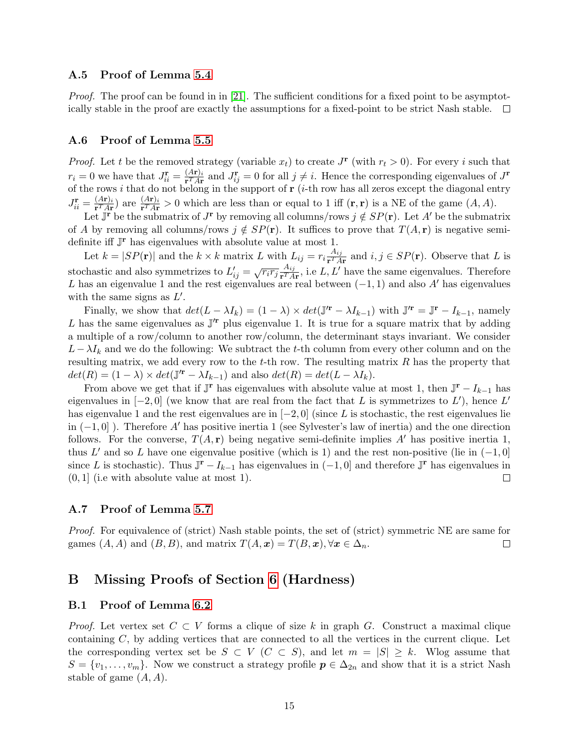### A.5 Proof of Lemma 5.4

*Proof.* The proof can be found in in [21]. The sufficient conditions for a fixed point to be asymptotically stable in the proof are exactly the assumptions for a fixed-point to be strict Nash stable. $\square$

### A.6 Proof of Lemma 5.5

*Proof.* Let $t$ be the removed strategy (variable $x_t$) to create $J^{\mathbf{r}}$ (with $r_t > 0$). For every $i$ such that $r_i = 0$ we have that $J^{\mathbf{r}}_{ii} = \frac{(A\mathbf{r})_i}{\mathbf{r}^T A\mathbf{r}}$ and $J^{\mathbf{r}}_{ij} = 0$ for all $j \neq i$. Hence the corresponding eigenvalues of $J^{\mathbf{r}}$ of the rows $i$ that do not belong in the support of $\mathbf{r}$ ($i$-th row has all zeros except the diagonal entry $J^{\mathbf{r}}_{ii} = \frac{(A\mathbf{r})_i}{\mathbf{r}^T A\mathbf{r}}$) are $\frac{(A\mathbf{r})_i}{\mathbf{r}^T A\mathbf{r}} > 0$ which are less than or equal to 1 iff $(\mathbf{r}, \mathbf{r})$ is a NE of the game $(A, A)$.

Let $\mathbb{J}^{\mathbf{r}}$ be the submatrix of $J^{\mathbf{r}}$ by removing all columns/rows $j \notin SP(\mathbf{r})$. Let $A'$ be the submatrix of $A$ by removing all columns/rows $j \notin SP(\mathbf{r})$. It suffices to prove that $T(A, \mathbf{r})$ is negative semi-definite iff $\mathbb{J}^{\mathbf{r}}$ has eigenvalues with absolute value at most 1.

Let $k = |SP(\mathbf{r})|$ and the $k \times k$ matrix $L$ with $L_{ij} = r_i \frac{A_{ij}}{\mathbf{r}^T A\mathbf{r}}$ and $i, j \in SP(\mathbf{r})$. Observe that $L$ is stochastic and also symmetrizes to $L'_{ij} = \sqrt{r_i r_j} \frac{A_{ij}}{\mathbf{r}^T A\mathbf{r}}$, i.e $L, L'$ have the same eigenvalues. Therefore $L$ has an eigenvalue 1 and the rest eigenvalues are real between $(-1, 1)$ and also $A'$ has eigenvalues with the same signs as $L'$.

Finally, we show that $det(L - \lambda I_k) = (1 - \lambda) \times det(\mathbb{J}'^{\mathbf{r}} - \lambda I_{k-1})$ with $\mathbb{J}'^{\mathbf{r}} = \mathbb{J}^{\mathbf{r}} - I_{k-1}$, namely $L$ has the same eigenvalues as $\mathbb{J}'^{\mathbf{r}}$ plus eigenvalue 1. It is true for a square matrix that by adding a multiple of a row/column to another row/column, the determinant stays invariant. We consider $L - \lambda I_k$ and we do the following: We subtract the $t$-th column from every other column and on the resulting matrix, we add every row to the $t$-th row. The resulting matrix $R$ has the property that $det(R) = (1 - \lambda) \times det(\mathbb{J}'^{\mathbf{r}} - \lambda I_{k-1})$ and also $det(R) = det(L - \lambda I_k)$.

From above we get that if $\mathbb{J}^{\mathbf{r}}$ has eigenvalues with absolute value at most 1, then $\mathbb{J}^{\mathbf{r}} - I_{k-1}$ has eigenvalues in $[-2, 0]$ (we know that are real from the fact that $L$ is symmetrizes to $L'$), hence $L'$ has eigenvalue 1 and the rest eigenvalues are in $[-2, 0]$ (since $L$ is stochastic, the rest eigenvalues lie in $(-1, 0]$ ). Therefore $A'$ has positive inertia 1 (see Sylvester's law of inertia) and the one direction follows. For the converse, $T(A, \mathbf{r})$ being negative semi-definite implies $A'$ has positive inertia 1, thus $L'$ and so $L$ have one eigenvalue positive (which is 1) and the rest non-positive (lie in $(-1, 0]$ since $L$ is stochastic). Thus $\mathbb{J}^{\mathbf{r}} - I_{k-1}$ has eigenvalues in $(-1, 0]$ and therefore $\mathbb{J}^{\mathbf{r}}$ has eigenvalues in $(0, 1]$ (i.e with absolute value at most 1). $\square$

### A.7 Proof of Lemma 5.7

*Proof.* For equivalence of (strict) Nash stable points, the set of (strict) symmetric NE are same for games $(A, A)$ and $(B, B)$, and matrix $T(A, \boldsymbol{x}) = T(B, \boldsymbol{x}), \forall \boldsymbol{x} \in \Delta_n$. $\square$

## B Missing Proofs of Section 6 (Hardness)

### B.1 Proof of Lemma 6.2

*Proof.* Let vertex set $C \subset V$ forms a clique of size $k$ in graph $G$. Construct a maximal clique containing $C$, by adding vertices that are connected to all the vertices in the current clique. Let the corresponding vertex set be $S \subset V$ ($C \subset S$), and let $m = |S| \geq k$. Wlog assume that $S = \{v_1, \dots, v_m\}$. Now we construct a strategy profile $\boldsymbol{p} \in \Delta_{2n}$ and show that it is a strict Nash stable of game $(A, A)$.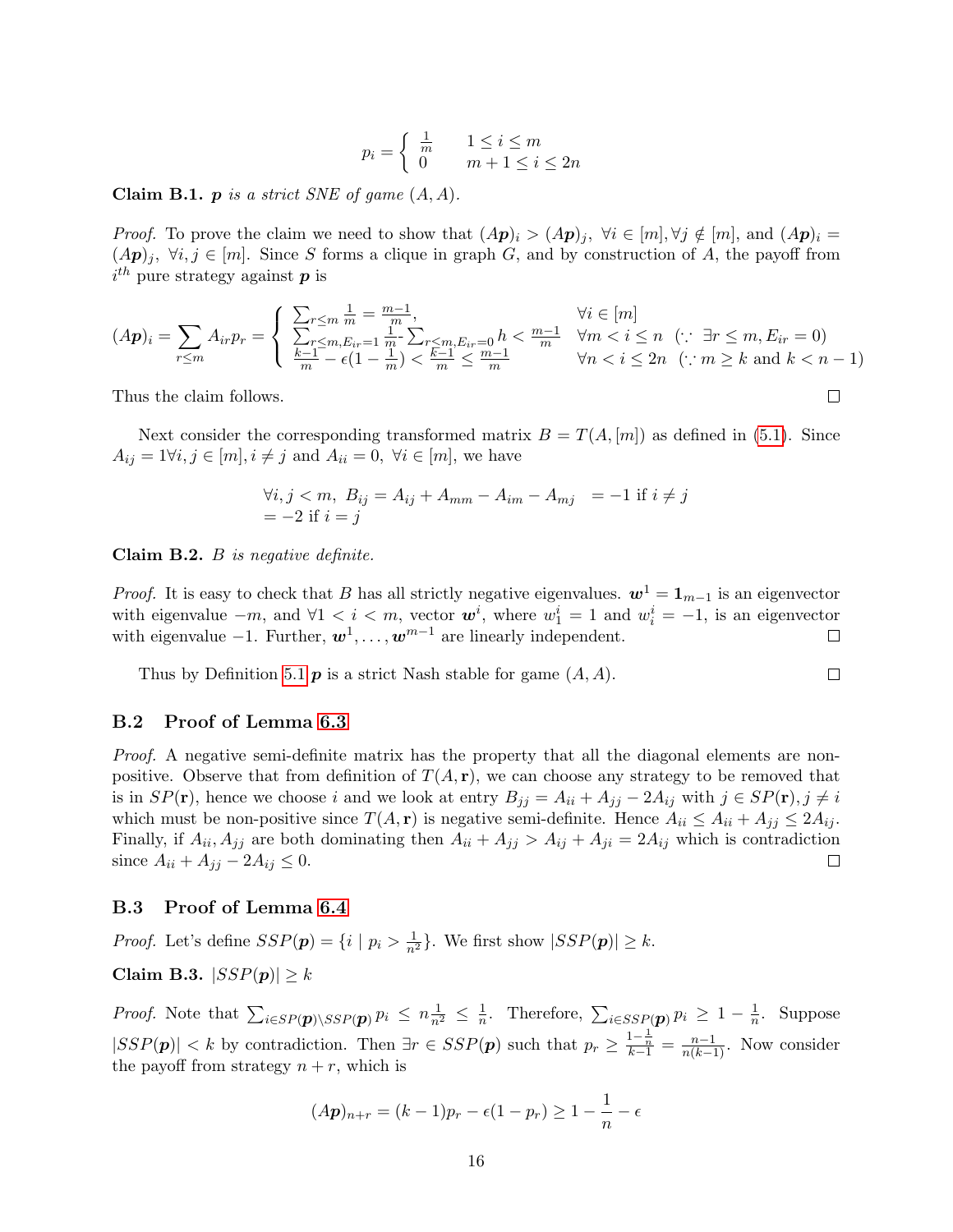$$p_i = \left\{ \begin{array}{ll} \frac{1}{m} & 1 \le i \le m \\ 0 & m+1 \le i \le 2n \end{array} \right.$$

**Claim B.1.** *$\boldsymbol{p}$ is a strict SNE of game $(A, A)$.*

*Proof.* To prove the claim we need to show that $(A\boldsymbol{p})_i > (A\boldsymbol{p})_j,\ \forall i \in [m], \forall j \notin [m]$, and $(A\boldsymbol{p})_i = (A\boldsymbol{p})_j,\ \forall i, j \in [m]$. Since $S$ forms a clique in graph $G$, and by construction of $A$, the payoff from $i^{th}$ pure strategy against $\boldsymbol{p}$ is

$$(A\boldsymbol{p})_i = \sum_{r \le m} A_{ir} p_r = \left\{ \begin{array}{lll} \sum_{r \le m} \frac{1}{m} = \frac{m-1}{m}, & \forall i \in [m] & \\ \sum_{r \le m, E_{ir}=1} \frac{1}{m} \text{-} \sum_{r \le m, E_{ir}=0} h < \frac{m-1}{m} & \forall m < i \le n & (\because\ \exists r \le m, E_{ir} = 0) \\ \frac{k-1}{m} - \epsilon(1 - \frac{1}{m}) < \frac{k-1}{m} \le \frac{m-1}{m} & \forall n < i \le 2n & (\because m \ge k \text{ and } k < n-1) \end{array} \right.$$

Thus the claim follows. $\square$

Next consider the corresponding transformed matrix $B = T(A, [m])$ as defined in (5.1). Since $A_{ij} = 1 \forall i, j \in [m], i \ne j$ and $A_{ii} = 0,\ \forall i \in [m]$, we have

$$\begin{array}{ll} \forall i, j < m,\ B_{ij} = A_{ij} + A_{mm} - A_{im} - A_{mj} & = -1 \text{ if } i \ne j \\ = -2 \text{ if } i = j & \end{array}$$

**Claim B.2.** *$B$ is negative definite.*

*Proof.* It is easy to check that $B$ has all strictly negative eigenvalues. $\boldsymbol{w}^1 = \boldsymbol{1}_{m-1}$ is an eigenvector with eigenvalue $-m$, and $\forall 1 < i < m$, vector $\boldsymbol{w}^i$, where $w^i_1 = 1$ and $w^i_i = -1$, is an eigenvector with eigenvalue $-1$. Further, $\boldsymbol{w}^1, \ldots, \boldsymbol{w}^{m-1}$ are linearly independent. $\square$

Thus by Definition 5.1 $\boldsymbol{p}$ is a strict Nash stable for game $(A, A)$. $\square$

### B.2 Proof of Lemma 6.3

*Proof.* A negative semi-definite matrix has the property that all the diagonal elements are non-positive. Observe that from definition of $T(A, \mathbf{r})$, we can choose any strategy to be removed that is in $SP(\mathbf{r})$, hence we choose $i$ and we look at entry $B_{jj} = A_{ii} + A_{jj} - 2A_{ij}$ with $j \in SP(\mathbf{r}), j \ne i$ which must be non-positive since $T(A, \mathbf{r})$ is negative semi-definite. Hence $A_{ii} \le A_{ii} + A_{jj} \le 2A_{ij}$. Finally, if $A_{ii}, A_{jj}$ are both dominating then $A_{ii} + A_{jj} > A_{ij} + A_{ji} = 2A_{ij}$ which is contradiction since $A_{ii} + A_{jj} - 2A_{ij} \le 0$. $\square$

### B.3 Proof of Lemma 6.4

*Proof.* Let's define $SSP(\boldsymbol{p}) = \{i \mid p_i > \frac{1}{n^2}\}$. We first show $|SSP(\boldsymbol{p})| \ge k$.

**Claim B.3.** *$|SSP(\boldsymbol{p})| \ge k$*

*Proof.* Note that $\sum_{i \in SP(\boldsymbol{p}) \setminus SSP(\boldsymbol{p})} p_i \le n \frac{1}{n^2} \le \frac{1}{n}$. Therefore, $\sum_{i \in SSP(\boldsymbol{p})} p_i \ge 1 - \frac{1}{n}$. Suppose $|SSP(\boldsymbol{p})| < k$ by contradiction. Then $\exists r \in SSP(\boldsymbol{p})$ such that $p_r \ge \frac{1 - \frac{1}{n}}{k-1} = \frac{n-1}{n(k-1)}$. Now consider the payoff from strategy $n + r$, which is

$$(A\boldsymbol{p})_{n+r} = (k-1)p_r - \epsilon(1 - p_r) \ge 1 - \frac{1}{n} - \epsilon$$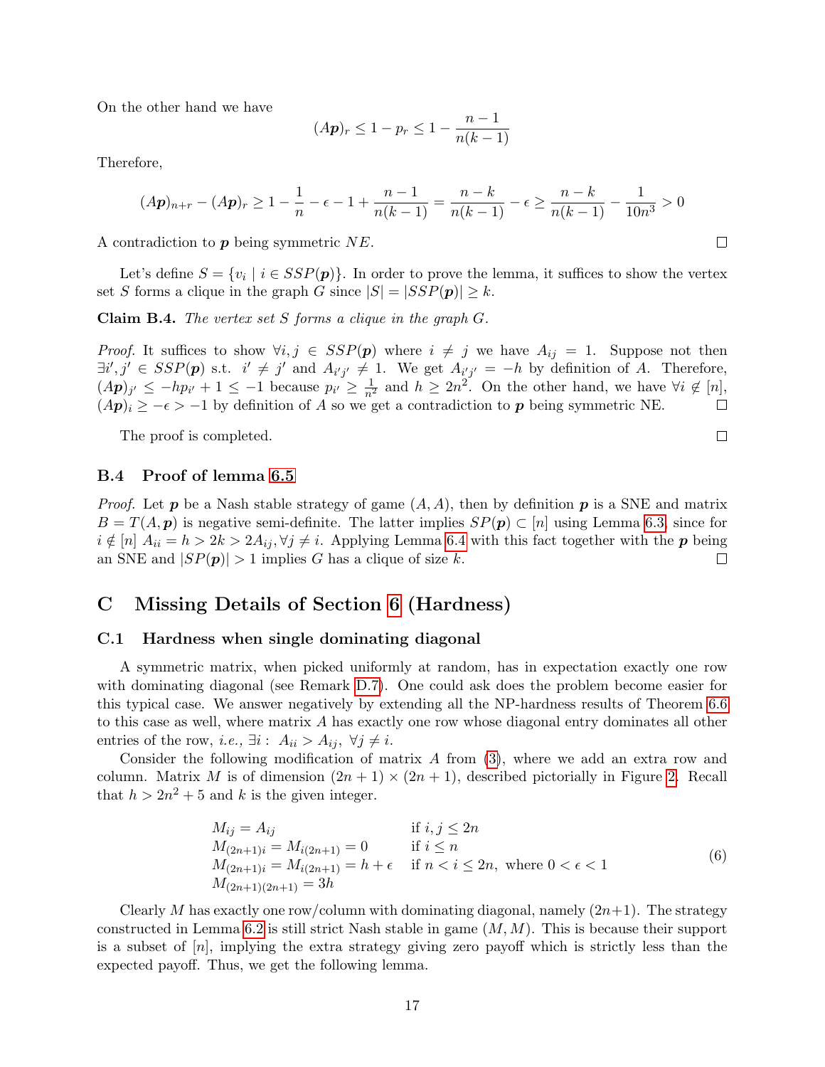On the other hand we have

$$(A\boldsymbol{p})_r \leq 1 - p_r \leq 1 - \frac{n-1}{n(k-1)}$$

Therefore,

$$(A\boldsymbol{p})_{n+r} - (A\boldsymbol{p})_r \geq 1 - \frac{1}{n} - \epsilon - 1 + \frac{n-1}{n(k-1)} = \frac{n-k}{n(k-1)} - \epsilon \geq \frac{n-k}{n(k-1)} - \frac{1}{10n^3} > 0$$

A contradiction to $\boldsymbol{p}$ being symmetric $NE$. ◻

Let's define $S = \{v_i \mid i \in SSP(\boldsymbol{p})\}$. In order to prove the lemma, it suffices to show the vertex set $S$ forms a clique in the graph $G$ since $|S| = |SSP(\boldsymbol{p})| \geq k$.

**Claim B.4.** *The vertex set $S$ forms a clique in the graph $G$.*

*Proof.* It suffices to show $\forall i, j \in SSP(\boldsymbol{p})$ where $i \neq j$ we have $A_{ij} = 1$. Suppose not then $\exists i', j' \in SSP(\boldsymbol{p})$ s.t. $i' \neq j'$ and $A_{i'j'} \neq 1$. We get $A_{i'j'} = -h$ by definition of $A$. Therefore, $(A\boldsymbol{p})_{j'} \leq -hp_{i'} + 1 \leq -1$ because $p_{i'} \geq \frac{1}{n^2}$ and $h \geq 2n^2$. On the other hand, we have $\forall i \notin [n]$, $(A\boldsymbol{p})_i \geq -\epsilon > -1$ by definition of $A$ so we get a contradiction to $\boldsymbol{p}$ being symmetric NE. ◻

The proof is completed. ◻

### B.4 Proof of lemma 6.5

*Proof.* Let $\boldsymbol{p}$ be a Nash stable strategy of game $(A, A)$, then by definition $\boldsymbol{p}$ is a SNE and matrix $B = T(A, \boldsymbol{p})$ is negative semi-definite. The latter implies $SP(\boldsymbol{p}) \subset [n]$ using Lemma 6.3, since for $i \notin [n]$ $A_{ii} = h > 2k > 2A_{ij}, \forall j \neq i$. Applying Lemma 6.4 with this fact together with the $\boldsymbol{p}$ being an SNE and $|SP(\boldsymbol{p})| > 1$ implies $G$ has a clique of size $k$. ◻

## C Missing Details of Section 6 (Hardness)

### C.1 Hardness when single dominating diagonal

A symmetric matrix, when picked uniformly at random, has in expectation exactly one row with dominating diagonal (see Remark D.7). One could ask does the problem become easier for this typical case. We answer negatively by extending all the NP-hardness results of Theorem 6.6 to this case as well, where matrix $A$ has exactly one row whose diagonal entry dominates all other entries of the row, *i.e.,* $\exists i: A_{ii} > A_{ij}, \forall j \neq i$.

Consider the following modification of matrix $A$ from (3), where we add an extra row and column. Matrix $M$ is of dimension $(2n+1) \times (2n+1)$, described pictorially in Figure 2. Recall that $h > 2n^2 + 5$ and $k$ is the given integer.

$$\begin{array}{ll} M_{ij} = A_{ij} & \text{if } i, j \leq 2n \\ M_{(2n+1)i} = M_{i(2n+1)} = 0 & \text{if } i \leq n \\ M_{(2n+1)i} = M_{i(2n+1)} = h + \epsilon & \text{if } n < i \leq 2n, \text{ where } 0 < \epsilon < 1 \\ M_{(2n+1)(2n+1)} = 3h & \end{array} \tag{6}$$

Clearly $M$ has exactly one row/column with dominating diagonal, namely $(2n+1)$. The strategy constructed in Lemma 6.2 is still strict Nash stable in game $(M, M)$. This is because their support is a subset of $[n]$, implying the extra strategy giving zero payoff which is strictly less than the expected payoff. Thus, we get the following lemma.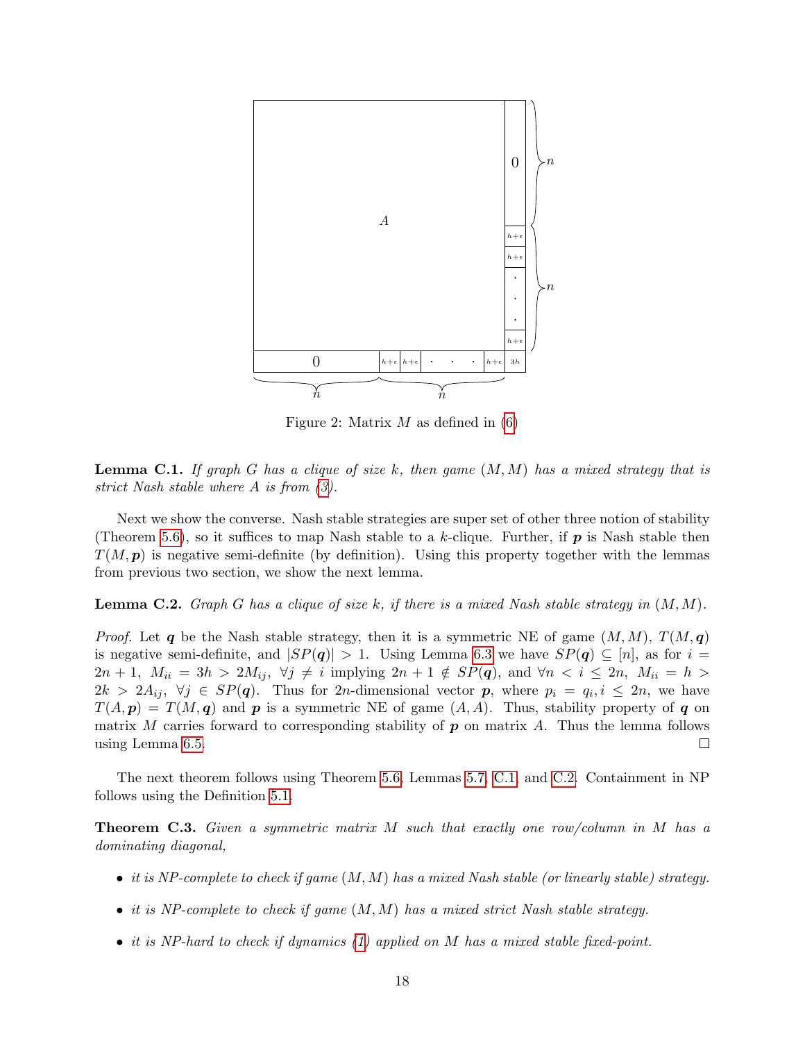Figure 2: Matrix $M$ as defined in (6)

**Lemma C.1.** *If graph $G$ has a clique of size $k$, then game $(M, M)$ has a mixed strategy that is strict Nash stable where $A$ is from (3).*

Next we show the converse. Nash stable strategies are super set of other three notion of stability (Theorem 5.6), so it suffices to map Nash stable to a $k$-clique. Further, if $\boldsymbol{p}$ is Nash stable then $T(M, \boldsymbol{p})$ is negative semi-definite (by definition). Using this property together with the lemmas from previous two section, we show the next lemma.

**Lemma C.2.** *Graph $G$ has a clique of size $k$, if there is a mixed Nash stable strategy in $(M, M)$.*

*Proof.* Let $\boldsymbol{q}$ be the Nash stable strategy, then it is a symmetric NE of game $(M, M)$, $T(M, \boldsymbol{q})$ is negative semi-definite, and $|SP(\boldsymbol{q})| > 1$. Using Lemma 6.3 we have $SP(\boldsymbol{q}) \subseteq [n]$, as for $i = 2n+1$, $M_{ii} = 3h > 2M_{ij}, \ \forall j \neq i$ implying $2n+1 \notin SP(\boldsymbol{q})$, and $\forall n < i \leq 2n$, $M_{ii} = h > 2k > 2A_{ij}, \ \forall j \in SP(\boldsymbol{q})$. Thus for $2n$-dimensional vector $\boldsymbol{p}$, where $p_i = q_i, i \leq 2n$, we have $T(A, \boldsymbol{p}) = T(M, \boldsymbol{q})$ and $\boldsymbol{p}$ is a symmetric NE of game $(A, A)$. Thus, stability property of $\boldsymbol{q}$ on matrix $M$ carries forward to corresponding stability of $\boldsymbol{p}$ on matrix $A$. Thus the lemma follows using Lemma 6.5. $\square$

The next theorem follows using Theorem 5.6, Lemmas 5.7, C.1, and C.2. Containment in NP follows using the Definition 5.1.

**Theorem C.3.** *Given a symmetric matrix $M$ such that exactly one row/column in $M$ has a dominating diagonal,*

- *it is NP-complete to check if game $(M, M)$ has a mixed Nash stable (or linearly stable) strategy.*
- *it is NP-complete to check if game $(M, M)$ has a mixed strict Nash stable strategy.*
- *it is NP-hard to check if dynamics (1) applied on $M$ has a mixed stable fixed-point.*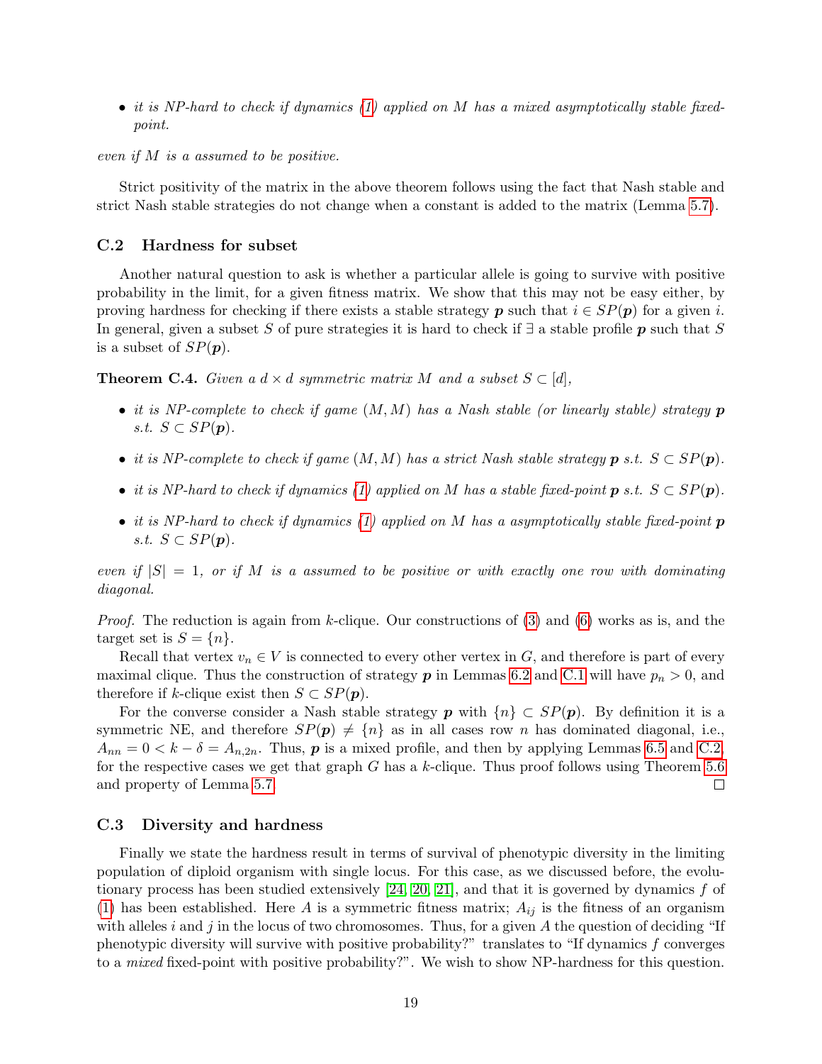- *it is NP-hard to check if dynamics (1) applied on $M$ has a mixed asymptotically stable fixed-point.*

*even if $M$ is a assumed to be positive.*

Strict positivity of the matrix in the above theorem follows using the fact that Nash stable and strict Nash stable strategies do not change when a constant is added to the matrix (Lemma 5.7).

## C.2 Hardness for subset

Another natural question to ask is whether a particular allele is going to survive with positive probability in the limit, for a given fitness matrix. We show that this may not be easy either, by proving hardness for checking if there exists a stable strategy $\boldsymbol{p}$ such that $i \in SP(\boldsymbol{p})$ for a given $i$. In general, given a subset $S$ of pure strategies it is hard to check if $\exists$ a stable profile $\boldsymbol{p}$ such that $S$ is a subset of $SP(\boldsymbol{p})$.

**Theorem C.4.** *Given a $d \times d$ symmetric matrix $M$ and a subset $S \subset [d]$,*

- *it is NP-complete to check if game $(M, M)$ has a Nash stable (or linearly stable) strategy $\boldsymbol{p}$ s.t. $S \subset SP(\boldsymbol{p})$.*
- *it is NP-complete to check if game $(M, M)$ has a strict Nash stable strategy $\boldsymbol{p}$ s.t. $S \subset SP(\boldsymbol{p})$.*
- *it is NP-hard to check if dynamics (1) applied on $M$ has a stable fixed-point $\boldsymbol{p}$ s.t. $S \subset SP(\boldsymbol{p})$.*
- *it is NP-hard to check if dynamics (1) applied on $M$ has a asymptotically stable fixed-point $\boldsymbol{p}$ s.t. $S \subset SP(\boldsymbol{p})$.*

*even if $|S| = 1$, or if $M$ is a assumed to be positive or with exactly one row with dominating diagonal.*

*Proof.* The reduction is again from $k$-clique. Our constructions of (3) and (6) works as is, and the target set is $S = \{n\}$.

Recall that vertex $v_n \in V$ is connected to every other vertex in $G$, and therefore is part of every maximal clique. Thus the construction of strategy $\boldsymbol{p}$ in Lemmas 6.2 and C.1 will have $p_n > 0$, and therefore if $k$-clique exist then $S \subset SP(\boldsymbol{p})$.

For the converse consider a Nash stable strategy $\boldsymbol{p}$ with $\{n\} \subset SP(\boldsymbol{p})$. By definition it is a symmetric NE, and therefore $SP(\boldsymbol{p}) \neq \{n\}$ as in all cases row $n$ has dominated diagonal, i.e., $A_{nn} = 0 < k - \delta = A_{n,2n}$. Thus, $\boldsymbol{p}$ is a mixed profile, and then by applying Lemmas 6.5 and C.2, for the respective cases we get that graph $G$ has a $k$-clique. Thus proof follows using Theorem 5.6 and property of Lemma 5.7. $\square$

## C.3 Diversity and hardness

Finally we state the hardness result in terms of survival of phenotypic diversity in the limiting population of diploid organism with single locus. For this case, as we discussed before, the evolutionary process has been studied extensively [24, 20, 21], and that it is governed by dynamics $f$ of (1) has been established. Here $A$ is a symmetric fitness matrix; $A_{ij}$ is the fitness of an organism with alleles $i$ and $j$ in the locus of two chromosomes. Thus, for a given $A$ the question of deciding "If phenotypic diversity will survive with positive probability?" translates to "If dynamics $f$ converges to a *mixed* fixed-point with positive probability?". We wish to show NP-hardness for this question.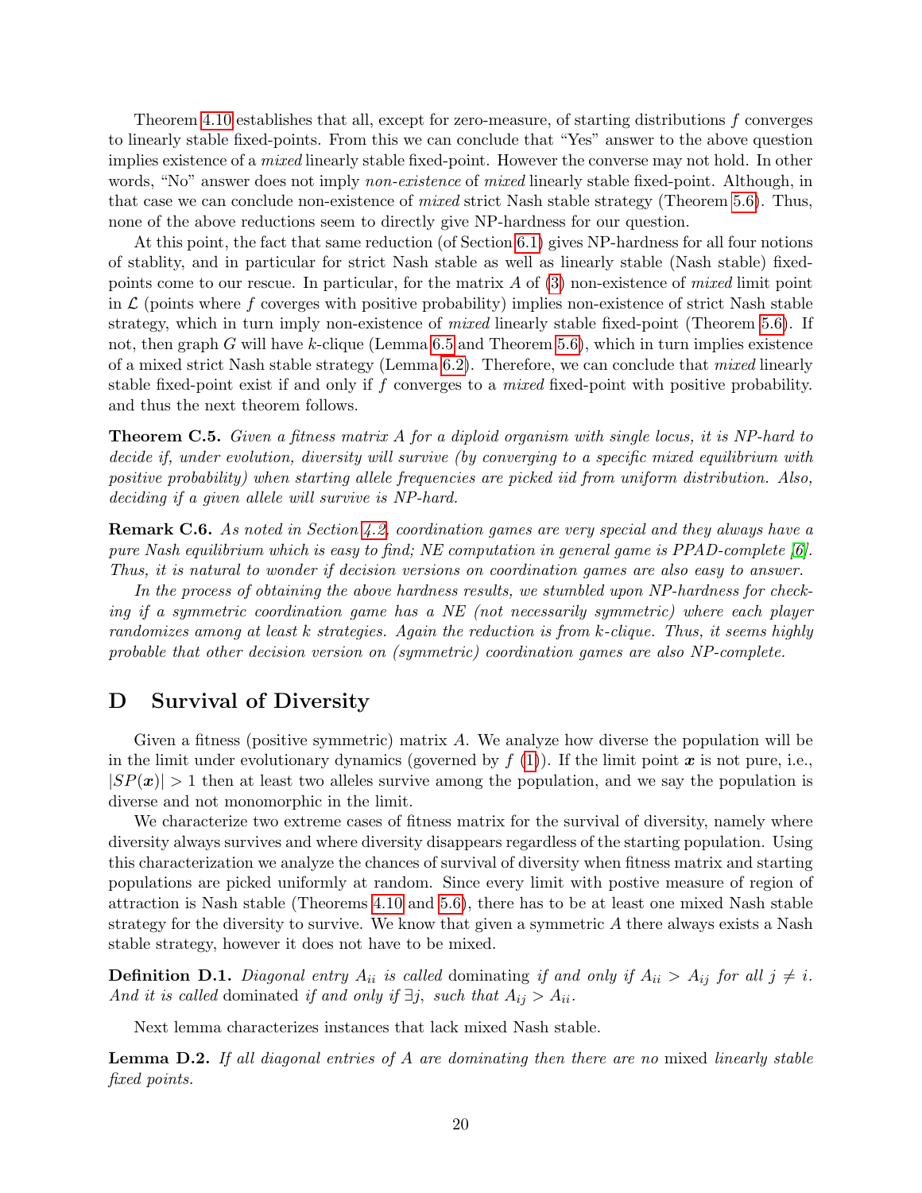Theorem 4.10 establishes that all, except for zero-measure, of starting distributions $f$ converges to linearly stable fixed-points. From this we can conclude that "Yes" answer to the above question implies existence of a *mixed* linearly stable fixed-point. However the converse may not hold. In other words, "No" answer does not imply *non-existence* of *mixed* linearly stable fixed-point. Although, in that case we can conclude non-existence of *mixed* strict Nash stable strategy (Theorem 5.6). Thus, none of the above reductions seem to directly give NP-hardness for our question.

At this point, the fact that same reduction (of Section 6.1) gives NP-hardness for all four notions of stablity, and in particular for strict Nash stable as well as linearly stable (Nash stable) fixed-points come to our rescue. In particular, for the matrix $A$ of (3) non-existence of *mixed* limit point in $\mathcal{L}$ (points where $f$ coverges with positive probability) implies non-existence of strict Nash stable strategy, which in turn imply non-existence of *mixed* linearly stable fixed-point (Theorem 5.6). If not, then graph $G$ will have $k$-clique (Lemma 6.5 and Theorem 5.6), which in turn implies existence of a mixed strict Nash stable strategy (Lemma 6.2). Therefore, we can conclude that *mixed* linearly stable fixed-point exist if and only if $f$ converges to a *mixed* fixed-point with positive probability. and thus the next theorem follows.

**Theorem C.5.** *Given a fitness matrix $A$ for a diploid organism with single locus, it is NP-hard to decide if, under evolution, diversity will survive (by converging to a specific mixed equilibrium with positive probability) when starting allele frequencies are picked iid from uniform distribution. Also, deciding if a given allele will survive is NP-hard.*

**Remark C.6.** *As noted in Section 4.2, coordination games are very special and they always have a pure Nash equilibrium which is easy to find; NE computation in general game is PPAD-complete [6]. Thus, it is natural to wonder if decision versions on coordination games are also easy to answer.*

*In the process of obtaining the above hardness results, we stumbled upon NP-hardness for checking if a symmetric coordination game has a NE (not necessarily symmetric) where each player randomizes among at least $k$ strategies. Again the reduction is from $k$-clique. Thus, it seems highly probable that other decision version on (symmetric) coordination games are also NP-complete.*

# D Survival of Diversity

Given a fitness (positive symmetric) matrix $A$. We analyze how diverse the population will be in the limit under evolutionary dynamics (governed by $f$ (1)). If the limit point $\boldsymbol{x}$ is not pure, i.e., $|SP(\boldsymbol{x})| > 1$ then at least two alleles survive among the population, and we say the population is diverse and not monomorphic in the limit.

We characterize two extreme cases of fitness matrix for the survival of diversity, namely where diversity always survives and where diversity disappears regardless of the starting population. Using this characterization we analyze the chances of survival of diversity when fitness matrix and starting populations are picked uniformly at random. Since every limit with postive measure of region of attraction is Nash stable (Theorems 4.10 and 5.6), there has to be at least one mixed Nash stable strategy for the diversity to survive. We know that given a symmetric $A$ there always exists a Nash stable strategy, however it does not have to be mixed.

**Definition D.1.** *Diagonal entry $A_{ii}$ is called* dominating *if and only if $A_{ii} > A_{ij}$ for all $j \neq i$. And it is called* dominated *if and only if $\exists j$, such that $A_{ij} > A_{ii}$.*

Next lemma characterizes instances that lack mixed Nash stable.

**Lemma D.2.** *If all diagonal entries of $A$ are dominating then there are no* mixed *linearly stable fixed points.*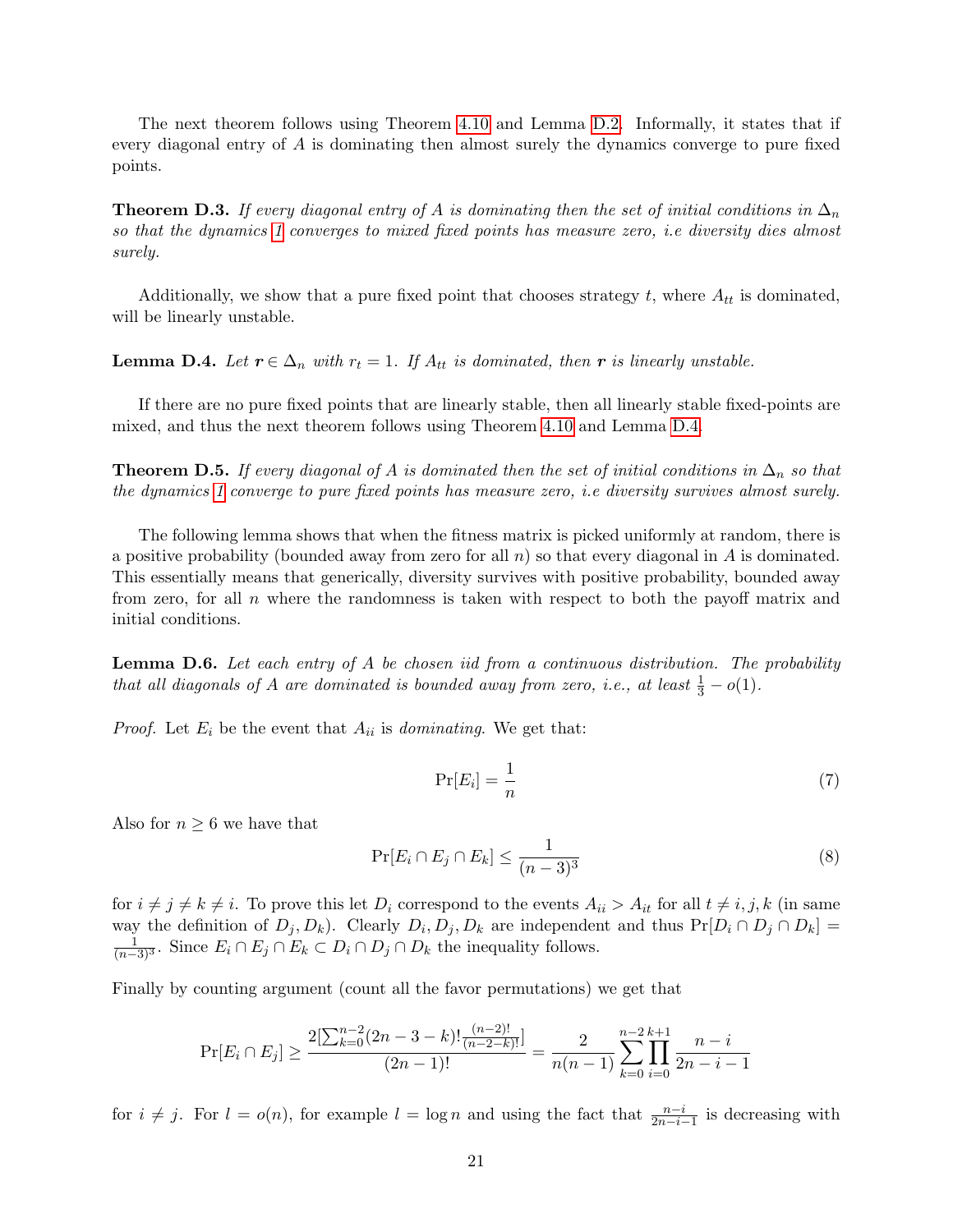The next theorem follows using Theorem 4.10 and Lemma D.2. Informally, it states that if every diagonal entry of $A$ is dominating then almost surely the dynamics converge to pure fixed points.

**Theorem D.3.** *If every diagonal entry of $A$ is dominating then the set of initial conditions in $\Delta_n$ so that the dynamics 1 converges to mixed fixed points has measure zero, i.e diversity dies almost surely.*

Additionally, we show that a pure fixed point that chooses strategy $t$, where $A_{tt}$ is dominated, will be linearly unstable.

**Lemma D.4.** *Let $\boldsymbol{r} \in \Delta_n$ with $r_t = 1$. If $A_{tt}$ is dominated, then $\boldsymbol{r}$ is linearly unstable.*

If there are no pure fixed points that are linearly stable, then all linearly stable fixed-points are mixed, and thus the next theorem follows using Theorem 4.10 and Lemma D.4.

**Theorem D.5.** *If every diagonal of $A$ is dominated then the set of initial conditions in $\Delta_n$ so that the dynamics 1 converge to pure fixed points has measure zero, i.e diversity survives almost surely.*

The following lemma shows that when the fitness matrix is picked uniformly at random, there is a positive probability (bounded away from zero for all $n$) so that every diagonal in $A$ is dominated. This essentially means that generically, diversity survives with positive probability, bounded away from zero, for all $n$ where the randomness is taken with respect to both the payoff matrix and initial conditions.

**Lemma D.6.** *Let each entry of $A$ be chosen iid from a continuous distribution. The probability that all diagonals of $A$ are dominated is bounded away from zero, i.e., at least $\frac{1}{3} - o(1)$.*

*Proof.* Let $E_i$ be the event that $A_{ii}$ is *dominating*. We get that:

$$\Pr[E_i] = \frac{1}{n} \tag{7}$$

Also for $n \geq 6$ we have that

$$\Pr[E_i \cap E_j \cap E_k] \leq \frac{1}{(n-3)^3} \tag{8}$$

for $i \neq j \neq k \neq i$. To prove this let $D_i$ correspond to the events $A_{ii} > A_{it}$ for all $t \neq i, j, k$ (in same way the definition of $D_j, D_k$). Clearly $D_i, D_j, D_k$ are independent and thus $\Pr[D_i \cap D_j \cap D_k] = \frac{1}{(n-3)^3}$. Since $E_i \cap E_j \cap E_k \subset D_i \cap D_j \cap D_k$ the inequality follows.

Finally by counting argument (count all the favor permutations) we get that

$$\Pr[E_i \cap E_j] \geq \frac{2[\sum_{k=0}^{n-2}(2n-3-k)!\frac{(n-2)!}{(n-2-k)!}]}{(2n-1)!} = \frac{2}{n(n-1)} \sum_{k=0}^{n-2} \prod_{i=0}^{k+1} \frac{n-i}{2n-i-1}$$

for $i \neq j$. For $l = o(n)$, for example $l = \log n$ and using the fact that $\frac{n-i}{2n-i-1}$ is decreasing with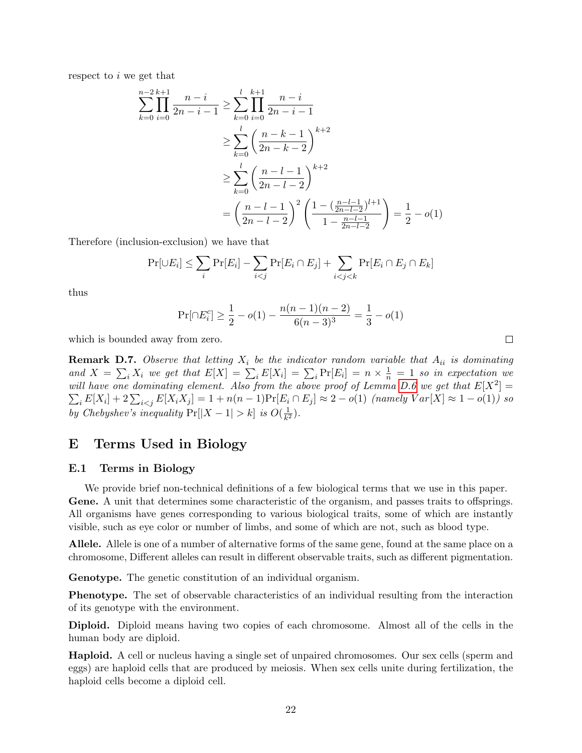respect to $i$ we get that

$$
\begin{aligned}
\sum_{k=0}^{n-2} \prod_{i=0}^{k+1} \frac{n-i}{2n-i-1} &\geq \sum_{k=0}^{l} \prod_{i=0}^{k+1} \frac{n-i}{2n-i-1} \\
&\geq \sum_{k=0}^{l} \left( \frac{n-k-1}{2n-k-2} \right)^{k+2} \\
&\geq \sum_{k=0}^{l} \left( \frac{n-l-1}{2n-l-2} \right)^{k+2} \\
&= \left( \frac{n-l-1}{2n-l-2} \right)^{2} \left( \frac{1-(\frac{n-l-1}{2n-l-2})^{l+1}}{1-\frac{n-l-1}{2n-l-2}} \right) = \frac{1}{2} - o(1)
\end{aligned}
$$

Therefore (inclusion-exclusion) we have that

$$
\Pr[\cup E_i] \leq \sum_i \Pr[E_i] - \sum_{i<j} \Pr[E_i \cap E_j] + \sum_{i<j<k} \Pr[E_i \cap E_j \cap E_k]
$$

thus

$$
\Pr[\cap E_i^c] \geq \frac{1}{2} - o(1) - \frac{n(n-1)(n-2)}{6(n-3)^3} = \frac{1}{3} - o(1)
$$

which is bounded away from zero. □

**Remark D.7.** *Observe that letting $X_i$ be the indicator random variable that $A_{ii}$ is dominating and $X = \sum_i X_i$ we get that $E[X] = \sum_i E[X_i] = \sum_i \Pr[E_i] = n \times \frac{1}{n} = 1$ so in expectation we will have one dominating element. Also from the above proof of Lemma D.6 we get that $E[X^2] = \sum_i E[X_i] + 2\sum_{i<j} E[X_i X_j] = 1 + n(n-1)\Pr[E_i \cap E_j] \approx 2 - o(1)$ (namely $Var[X] \approx 1 - o(1)$) so by Chebyshev's inequality $\Pr[|X-1| > k]$ is $O(\frac{1}{k^2})$.*

# E Terms Used in Biology

## E.1 Terms in Biology

We provide brief non-technical definitions of a few biological terms that we use in this paper.

**Gene.** A unit that determines some characteristic of the organism, and passes traits to offsprings. All organisms have genes corresponding to various biological traits, some of which are instantly visible, such as eye color or number of limbs, and some of which are not, such as blood type.

**Allele.** Allele is one of a number of alternative forms of the same gene, found at the same place on a chromosome, Different alleles can result in different observable traits, such as different pigmentation.

**Genotype.** The genetic constitution of an individual organism.

**Phenotype.** The set of observable characteristics of an individual resulting from the interaction of its genotype with the environment.

**Diploid.** Diploid means having two copies of each chromosome. Almost all of the cells in the human body are diploid.

**Haploid.** A cell or nucleus having a single set of unpaired chromosomes. Our sex cells (sperm and eggs) are haploid cells that are produced by meiosis. When sex cells unite during fertilization, the haploid cells become a diploid cell.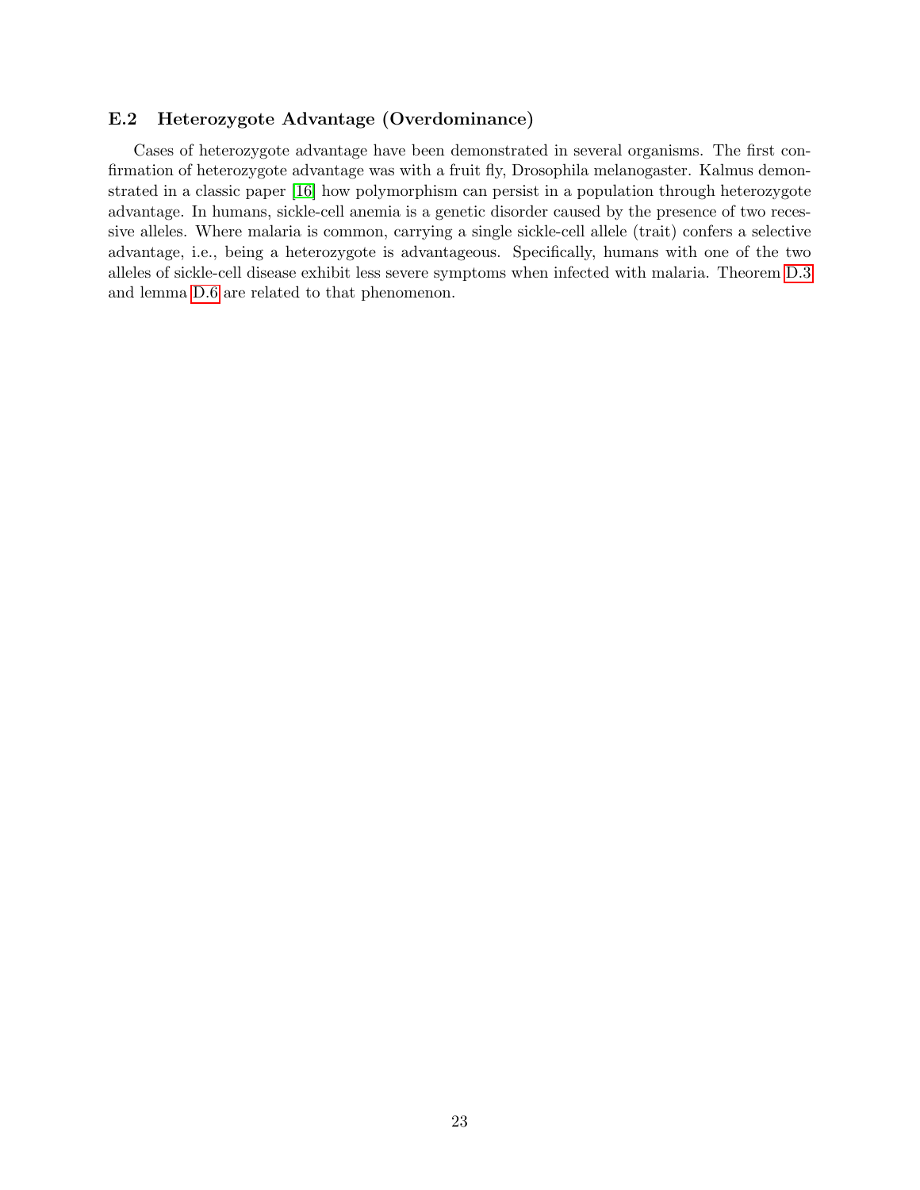### E.2 Heterozygote Advantage (Overdominance)

Cases of heterozygote advantage have been demonstrated in several organisms. The first confirmation of heterozygote advantage was with a fruit fly, Drosophila melanogaster. Kalmus demonstrated in a classic paper [16] how polymorphism can persist in a population through heterozygote advantage. In humans, sickle-cell anemia is a genetic disorder caused by the presence of two recessive alleles. Where malaria is common, carrying a single sickle-cell allele (trait) confers a selective advantage, i.e., being a heterozygote is advantageous. Specifically, humans with one of the two alleles of sickle-cell disease exhibit less severe symptoms when infected with malaria. Theorem D.3 and lemma D.6 are related to that phenomenon.